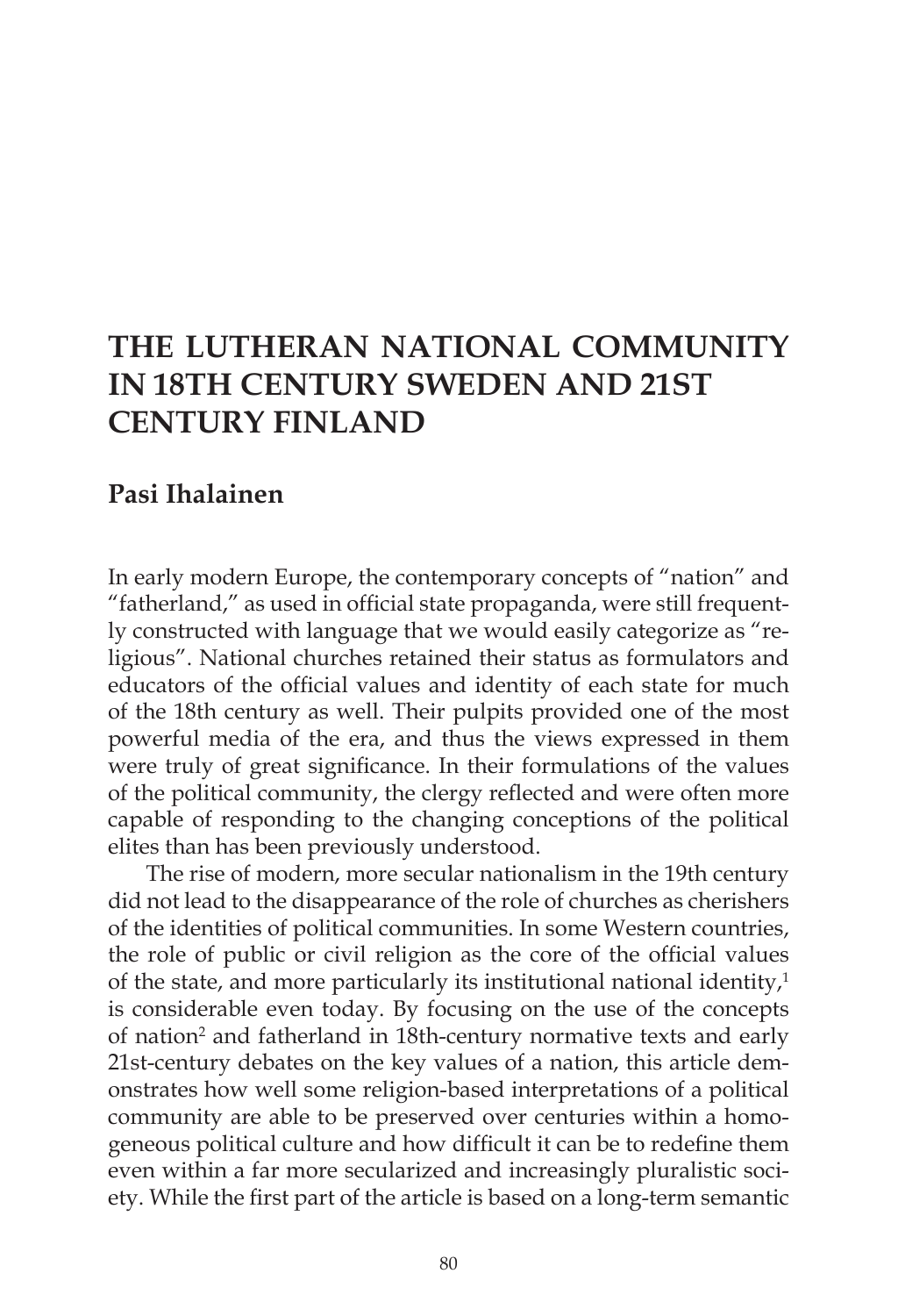# THE LUTHERAN NATIONAL COMMUNITY IN 18TH CENTURY SWEDEN AND 21ST CENTURY FINLAND

**Pasi Ihalainen**

In early modern Europe, the contemporary concepts of "nation" and "fatherland," as used in official state propaganda, were still frequently constructed with language that we would easily categorize as "religious". National churches retained their status as formulators and educators of the official values and identity of each state for much of the 18th century as well. Their pulpits provided one of the most powerful media of the era, and thus the views expressed in them were truly of great significance. In their formulations of the values of the political community, the clergy reflected and were often more capable of responding to the changing conceptions of the political elites than has been previously understood.

The rise of modern, more secular nationalism in the 19th century did not lead to the disappearance of the role of churches as cherishers of the identities of political communities. In some Western countries, the role of public or civil religion as the core of the official values of the state, and more particularly its institutional national identity,[1] is considerable even today. By focusing on the use of the concepts of nation[2] and fatherland in 18th-century normative texts and early 21st-century debates on the key values of a nation, this article demonstrates how well some religion-based interpretations of a political community are able to be preserved over centuries within a homogeneous political culture and how difficult it can be to redefine them even within a far more secularized and increasingly pluralistic society. While the first part of the article is based on a long-term semantic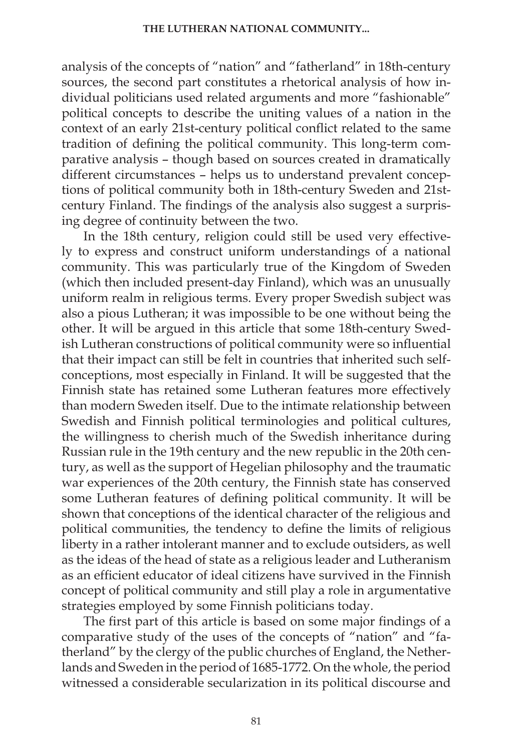analysis of the concepts of "nation" and "fatherland" in 18th-century sources, the second part constitutes a rhetorical analysis of how individual politicians used related arguments and more "fashionable" political concepts to describe the uniting values of a nation in the context of an early 21st-century political conflict related to the same tradition of defining the political community. This long-term comparative analysis – though based on sources created in dramatically different circumstances – helps us to understand prevalent conceptions of political community both in 18th-century Sweden and 21st-century Finland. The findings of the analysis also suggest a surprising degree of continuity between the two.

In the 18th century, religion could still be used very effectively to express and construct uniform understandings of a national community. This was particularly true of the Kingdom of Sweden (which then included present-day Finland), which was an unusually uniform realm in religious terms. Every proper Swedish subject was also a pious Lutheran; it was impossible to be one without being the other. It will be argued in this article that some 18th-century Swedish Lutheran constructions of political community were so influential that their impact can still be felt in countries that inherited such self-conceptions, most especially in Finland. It will be suggested that the Finnish state has retained some Lutheran features more effectively than modern Sweden itself. Due to the intimate relationship between Swedish and Finnish political terminologies and political cultures, the willingness to cherish much of the Swedish inheritance during Russian rule in the 19th century and the new republic in the 20th century, as well as the support of Hegelian philosophy and the traumatic war experiences of the 20th century, the Finnish state has conserved some Lutheran features of defining political community. It will be shown that conceptions of the identical character of the religious and political communities, the tendency to define the limits of religious liberty in a rather intolerant manner and to exclude outsiders, as well as the ideas of the head of state as a religious leader and Lutheranism as an efficient educator of ideal citizens have survived in the Finnish concept of political community and still play a role in argumentative strategies employed by some Finnish politicians today.

The first part of this article is based on some major findings of a comparative study of the uses of the concepts of "nation" and "fatherland" by the clergy of the public churches of England, the Netherlands and Sweden in the period of 1685-1772. On the whole, the period witnessed a considerable secularization in its political discourse and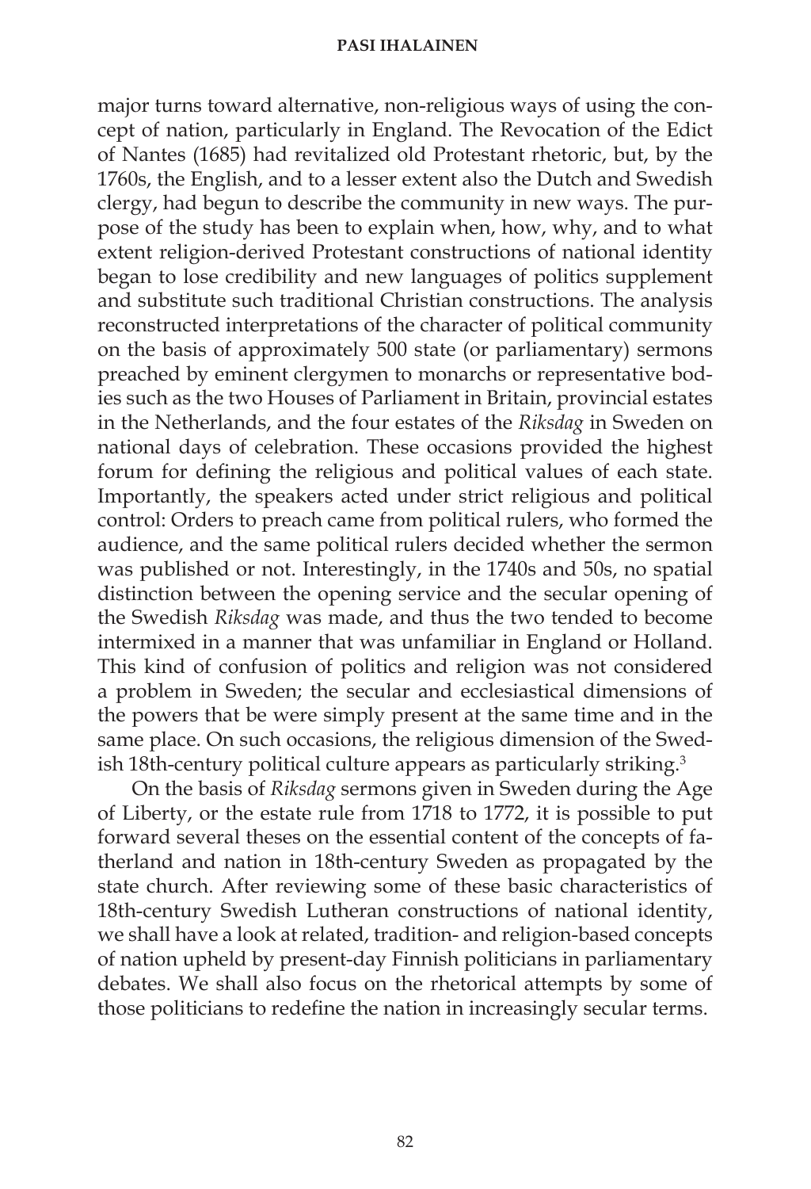major turns toward alternative, non-religious ways of using the concept of nation, particularly in England. The Revocation of the Edict of Nantes (1685) had revitalized old Protestant rhetoric, but, by the 1760s, the English, and to a lesser extent also the Dutch and Swedish clergy, had begun to describe the community in new ways. The purpose of the study has been to explain when, how, why, and to what extent religion-derived Protestant constructions of national identity began to lose credibility and new languages of politics supplement and substitute such traditional Christian constructions. The analysis reconstructed interpretations of the character of political community on the basis of approximately 500 state (or parliamentary) sermons preached by eminent clergymen to monarchs or representative bodies such as the two Houses of Parliament in Britain, provincial estates in the Netherlands, and the four estates of the *Riksdag* in Sweden on national days of celebration. These occasions provided the highest forum for defining the religious and political values of each state. Importantly, the speakers acted under strict religious and political control: Orders to preach came from political rulers, who formed the audience, and the same political rulers decided whether the sermon was published or not. Interestingly, in the 1740s and 50s, no spatial distinction between the opening service and the secular opening of the Swedish *Riksdag* was made, and thus the two tended to become intermixed in a manner that was unfamiliar in England or Holland. This kind of confusion of politics and religion was not considered a problem in Sweden; the secular and ecclesiastical dimensions of the powers that be were simply present at the same time and in the same place. On such occasions, the religious dimension of the Swedish 18th-century political culture appears as particularly striking.[3]

On the basis of *Riksdag* sermons given in Sweden during the Age of Liberty, or the estate rule from 1718 to 1772, it is possible to put forward several theses on the essential content of the concepts of fatherland and nation in 18th-century Sweden as propagated by the state church. After reviewing some of these basic characteristics of 18th-century Swedish Lutheran constructions of national identity, we shall have a look at related, tradition- and religion-based concepts of nation upheld by present-day Finnish politicians in parliamentary debates. We shall also focus on the rhetorical attempts by some of those politicians to redefine the nation in increasingly secular terms.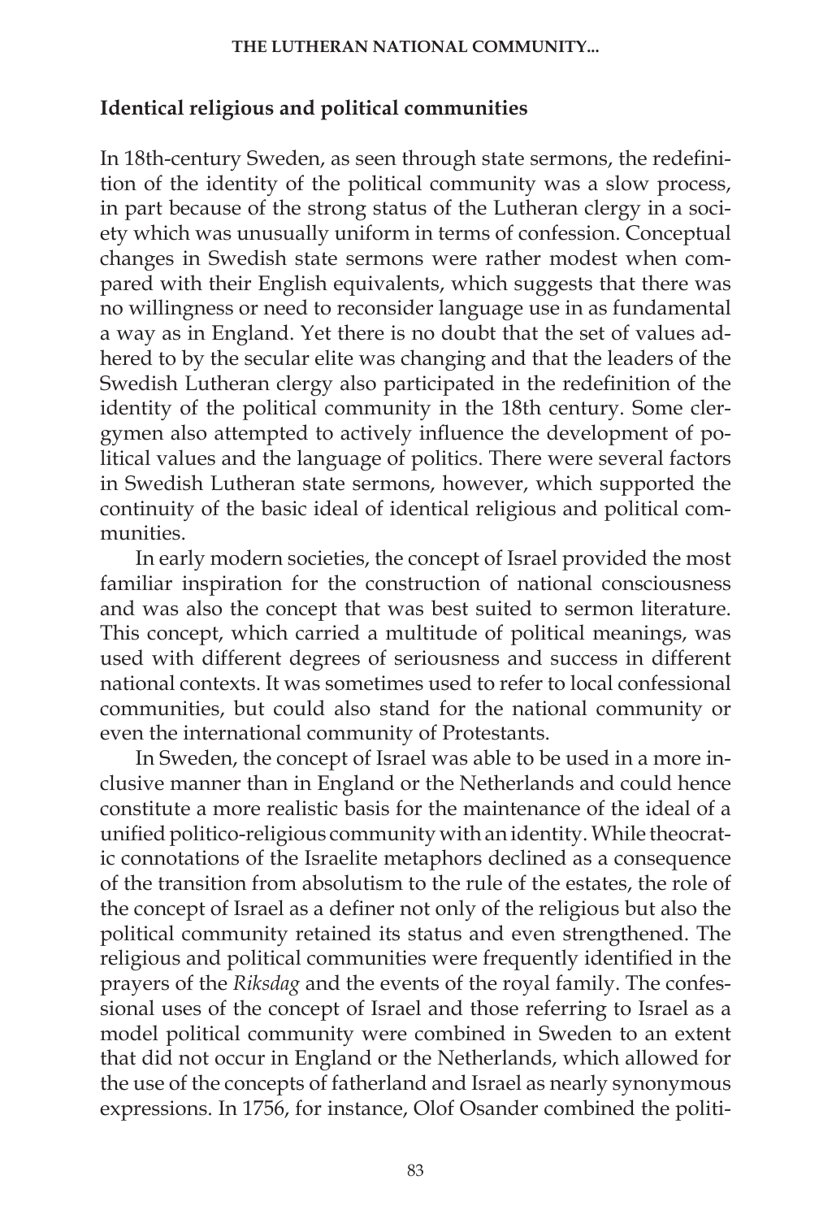## Identical religious and political communities

In 18th-century Sweden, as seen through state sermons, the redefinition of the identity of the political community was a slow process, in part because of the strong status of the Lutheran clergy in a society which was unusually uniform in terms of confession. Conceptual changes in Swedish state sermons were rather modest when compared with their English equivalents, which suggests that there was no willingness or need to reconsider language use in as fundamental a way as in England. Yet there is no doubt that the set of values adhered to by the secular elite was changing and that the leaders of the Swedish Lutheran clergy also participated in the redefinition of the identity of the political community in the 18th century. Some clergymen also attempted to actively influence the development of political values and the language of politics. There were several factors in Swedish Lutheran state sermons, however, which supported the continuity of the basic ideal of identical religious and political communities.

In early modern societies, the concept of Israel provided the most familiar inspiration for the construction of national consciousness and was also the concept that was best suited to sermon literature. This concept, which carried a multitude of political meanings, was used with different degrees of seriousness and success in different national contexts. It was sometimes used to refer to local confessional communities, but could also stand for the national community or even the international community of Protestants.

In Sweden, the concept of Israel was able to be used in a more inclusive manner than in England or the Netherlands and could hence constitute a more realistic basis for the maintenance of the ideal of a unified politico-religious community with an identity. While theocratic connotations of the Israelite metaphors declined as a consequence of the transition from absolutism to the rule of the estates, the role of the concept of Israel as a definer not only of the religious but also the political community retained its status and even strengthened. The religious and political communities were frequently identified in the prayers of the *Riksdag* and the events of the royal family. The confessional uses of the concept of Israel and those referring to Israel as a model political community were combined in Sweden to an extent that did not occur in England or the Netherlands, which allowed for the use of the concepts of fatherland and Israel as nearly synonymous expressions. In 1756, for instance, Olof Osander combined the politi-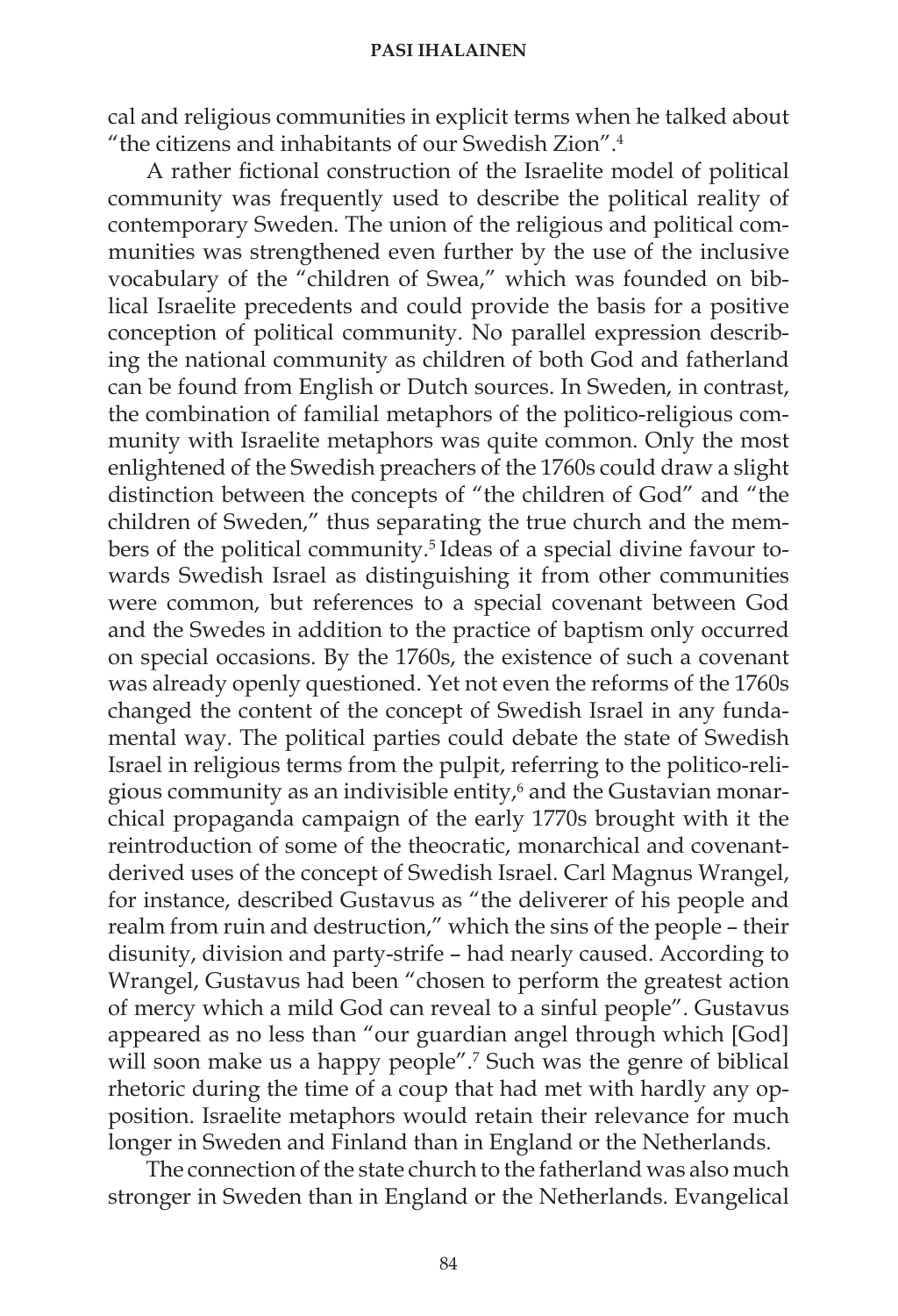cal and religious communities in explicit terms when he talked about "the citizens and inhabitants of our Swedish Zion".[4]

A rather fictional construction of the Israelite model of political community was frequently used to describe the political reality of contemporary Sweden. The union of the religious and political communities was strengthened even further by the use of the inclusive vocabulary of the "children of Swea," which was founded on biblical Israelite precedents and could provide the basis for a positive conception of political community. No parallel expression describing the national community as children of both God and fatherland can be found from English or Dutch sources. In Sweden, in contrast, the combination of familial metaphors of the politico-religious community with Israelite metaphors was quite common. Only the most enlightened of the Swedish preachers of the 1760s could draw a slight distinction between the concepts of "the children of God" and "the children of Sweden," thus separating the true church and the members of the political community.[5] Ideas of a special divine favour towards Swedish Israel as distinguishing it from other communities were common, but references to a special covenant between God and the Swedes in addition to the practice of baptism only occurred on special occasions. By the 1760s, the existence of such a covenant was already openly questioned. Yet not even the reforms of the 1760s changed the content of the concept of Swedish Israel in any fundamental way. The political parties could debate the state of Swedish Israel in religious terms from the pulpit, referring to the politico-religious community as an indivisible entity,[6] and the Gustavian monarchical propaganda campaign of the early 1770s brought with it the reintroduction of some of the theocratic, monarchical and covenant-derived uses of the concept of Swedish Israel. Carl Magnus Wrangel, for instance, described Gustavus as "the deliverer of his people and realm from ruin and destruction," which the sins of the people – their disunity, division and party-strife – had nearly caused. According to Wrangel, Gustavus had been "chosen to perform the greatest action of mercy which a mild God can reveal to a sinful people". Gustavus appeared as no less than "our guardian angel through which [God] will soon make us a happy people".[7] Such was the genre of biblical rhetoric during the time of a coup that had met with hardly any opposition. Israelite metaphors would retain their relevance for much longer in Sweden and Finland than in England or the Netherlands.

The connection of the state church to the fatherland was also much stronger in Sweden than in England or the Netherlands. Evangelical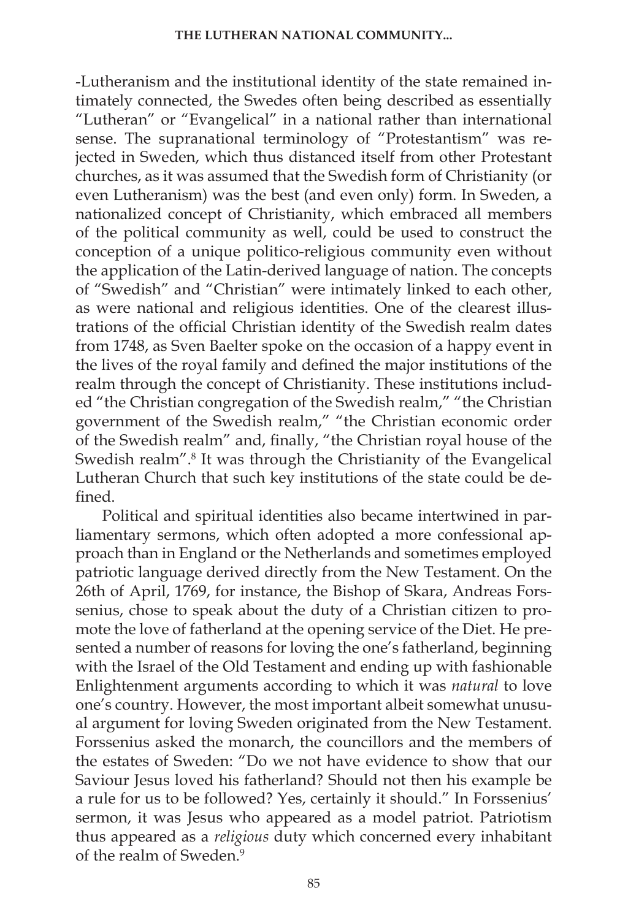-Lutheranism and the institutional identity of the state remained intimately connected, the Swedes often being described as essentially "Lutheran" or "Evangelical" in a national rather than international sense. The supranational terminology of "Protestantism" was rejected in Sweden, which thus distanced itself from other Protestant churches, as it was assumed that the Swedish form of Christianity (or even Lutheranism) was the best (and even only) form. In Sweden, a nationalized concept of Christianity, which embraced all members of the political community as well, could be used to construct the conception of a unique politico-religious community even without the application of the Latin-derived language of nation. The concepts of "Swedish" and "Christian" were intimately linked to each other, as were national and religious identities. One of the clearest illustrations of the official Christian identity of the Swedish realm dates from 1748, as Sven Baelter spoke on the occasion of a happy event in the lives of the royal family and defined the major institutions of the realm through the concept of Christianity. These institutions included "the Christian congregation of the Swedish realm," "the Christian government of the Swedish realm," "the Christian economic order of the Swedish realm" and, finally, "the Christian royal house of the Swedish realm".[8] It was through the Christianity of the Evangelical Lutheran Church that such key institutions of the state could be defined.

Political and spiritual identities also became intertwined in parliamentary sermons, which often adopted a more confessional approach than in England or the Netherlands and sometimes employed patriotic language derived directly from the New Testament. On the 26th of April, 1769, for instance, the Bishop of Skara, Andreas Forssenius, chose to speak about the duty of a Christian citizen to promote the love of fatherland at the opening service of the Diet. He presented a number of reasons for loving the one's fatherland, beginning with the Israel of the Old Testament and ending up with fashionable Enlightenment arguments according to which it was *natural* to love one's country. However, the most important albeit somewhat unusual argument for loving Sweden originated from the New Testament. Forssenius asked the monarch, the councillors and the members of the estates of Sweden: "Do we not have evidence to show that our Saviour Jesus loved his fatherland? Should not then his example be a rule for us to be followed? Yes, certainly it should." In Forssenius' sermon, it was Jesus who appeared as a model patriot. Patriotism thus appeared as a *religious* duty which concerned every inhabitant of the realm of Sweden.[9]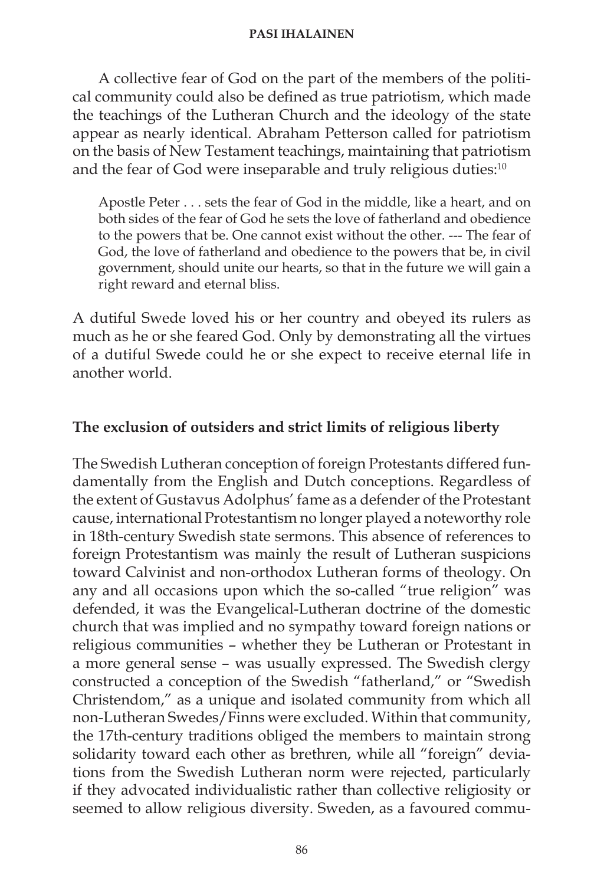A collective fear of God on the part of the members of the political community could also be defined as true patriotism, which made the teachings of the Lutheran Church and the ideology of the state appear as nearly identical. Abraham Petterson called for patriotism on the basis of New Testament teachings, maintaining that patriotism and the fear of God were inseparable and truly religious duties:[10]

> Apostle Peter . . . sets the fear of God in the middle, like a heart, and on both sides of the fear of God he sets the love of fatherland and obedience to the powers that be. One cannot exist without the other. --- The fear of God, the love of fatherland and obedience to the powers that be, in civil government, should unite our hearts, so that in the future we will gain a right reward and eternal bliss.

A dutiful Swede loved his or her country and obeyed its rulers as much as he or she feared God. Only by demonstrating all the virtues of a dutiful Swede could he or she expect to receive eternal life in another world.

## The exclusion of outsiders and strict limits of religious liberty

The Swedish Lutheran conception of foreign Protestants differed fundamentally from the English and Dutch conceptions. Regardless of the extent of Gustavus Adolphus' fame as a defender of the Protestant cause, international Protestantism no longer played a noteworthy role in 18th-century Swedish state sermons. This absence of references to foreign Protestantism was mainly the result of Lutheran suspicions toward Calvinist and non-orthodox Lutheran forms of theology. On any and all occasions upon which the so-called "true religion" was defended, it was the Evangelical-Lutheran doctrine of the domestic church that was implied and no sympathy toward foreign nations or religious communities – whether they be Lutheran or Protestant in a more general sense – was usually expressed. The Swedish clergy constructed a conception of the Swedish "fatherland," or "Swedish Christendom," as a unique and isolated community from which all non-Lutheran Swedes/Finns were excluded. Within that community, the 17th-century traditions obliged the members to maintain strong solidarity toward each other as brethren, while all "foreign" deviations from the Swedish Lutheran norm were rejected, particularly if they advocated individualistic rather than collective religiosity or seemed to allow religious diversity. Sweden, as a favoured commu-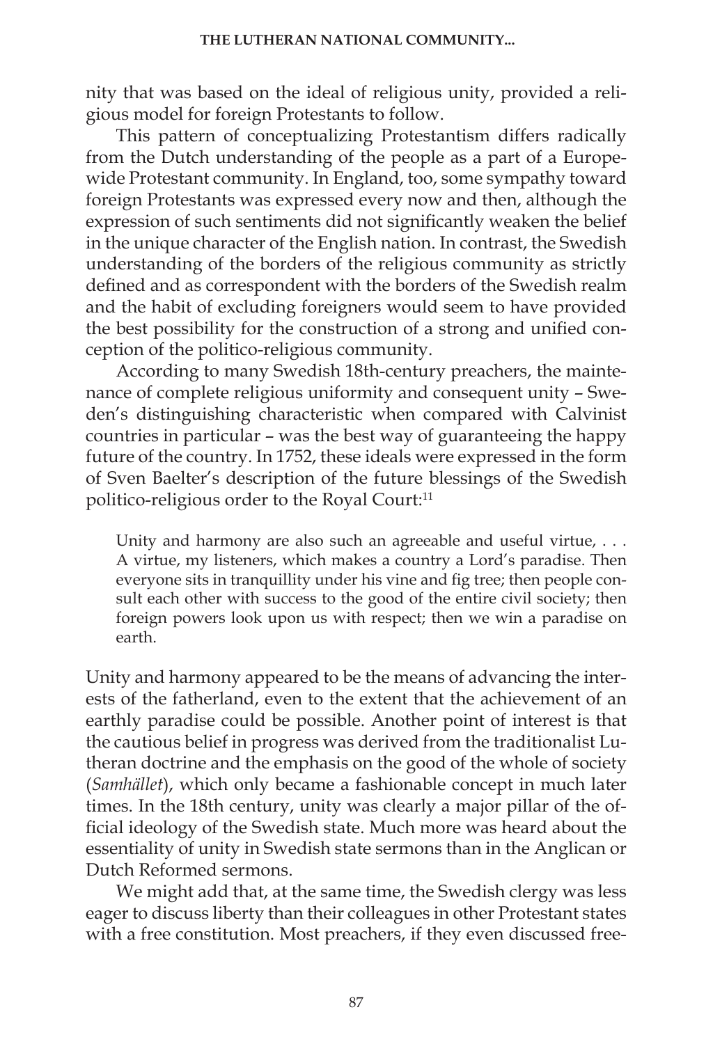nity that was based on the ideal of religious unity, provided a religious model for foreign Protestants to follow.

This pattern of conceptualizing Protestantism differs radically from the Dutch understanding of the people as a part of a Europe-wide Protestant community. In England, too, some sympathy toward foreign Protestants was expressed every now and then, although the expression of such sentiments did not significantly weaken the belief in the unique character of the English nation. In contrast, the Swedish understanding of the borders of the religious community as strictly defined and as correspondent with the borders of the Swedish realm and the habit of excluding foreigners would seem to have provided the best possibility for the construction of a strong and unified conception of the politico-religious community.

According to many Swedish 18th-century preachers, the maintenance of complete religious uniformity and consequent unity – Sweden's distinguishing characteristic when compared with Calvinist countries in particular – was the best way of guaranteeing the happy future of the country. In 1752, these ideals were expressed in the form of Sven Baelter's description of the future blessings of the Swedish politico-religious order to the Royal Court:[11]

> Unity and harmony are also such an agreeable and useful virtue, . . . A virtue, my listeners, which makes a country a Lord's paradise. Then everyone sits in tranquillity under his vine and fig tree; then people consult each other with success to the good of the entire civil society; then foreign powers look upon us with respect; then we win a paradise on earth.

Unity and harmony appeared to be the means of advancing the interests of the fatherland, even to the extent that the achievement of an earthly paradise could be possible. Another point of interest is that the cautious belief in progress was derived from the traditionalist Lutheran doctrine and the emphasis on the good of the whole of society (*Samhället*), which only became a fashionable concept in much later times. In the 18th century, unity was clearly a major pillar of the official ideology of the Swedish state. Much more was heard about the essentiality of unity in Swedish state sermons than in the Anglican or Dutch Reformed sermons.

We might add that, at the same time, the Swedish clergy was less eager to discuss liberty than their colleagues in other Protestant states with a free constitution. Most preachers, if they even discussed free-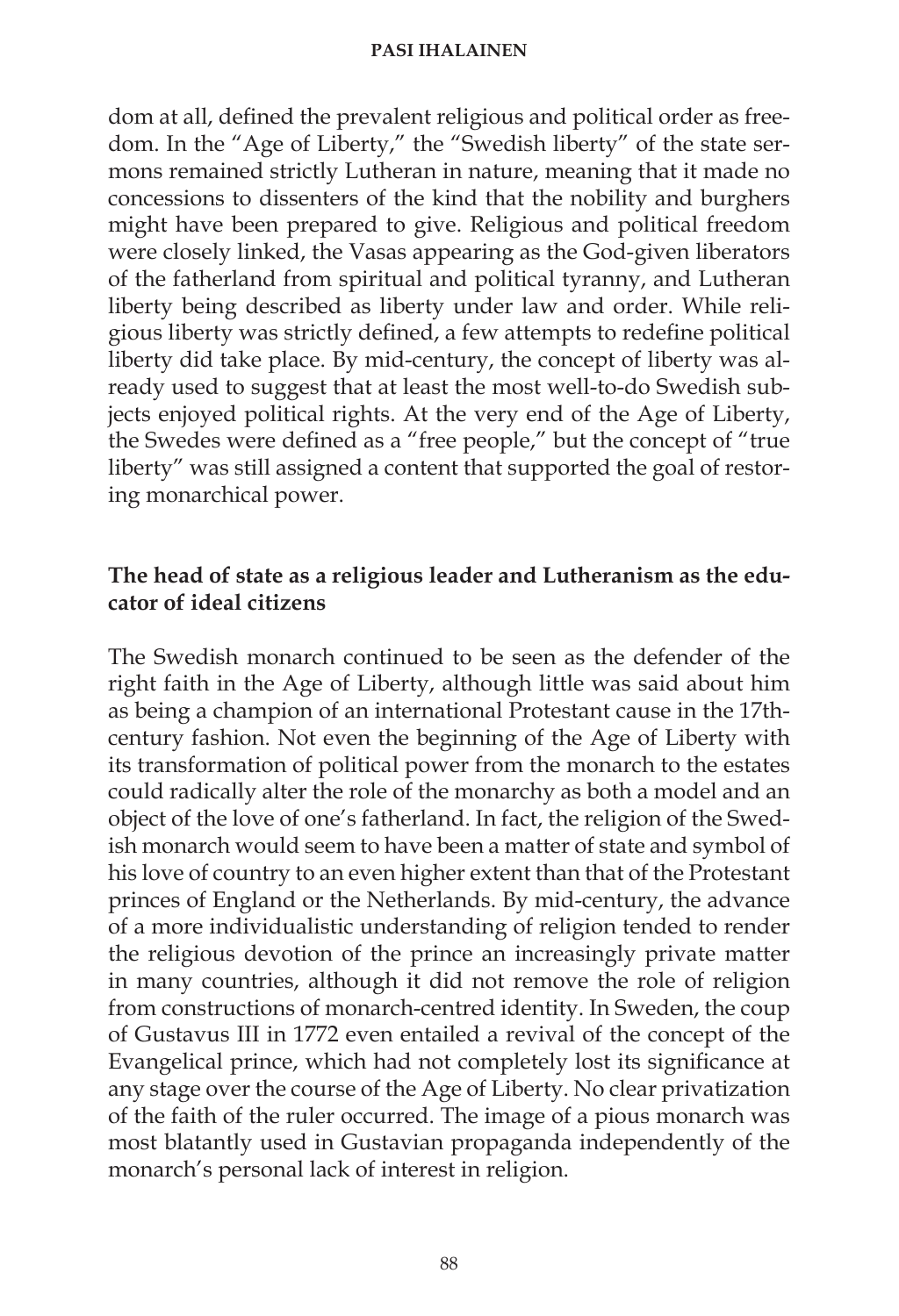dom at all, defined the prevalent religious and political order as freedom. In the "Age of Liberty," the "Swedish liberty" of the state sermons remained strictly Lutheran in nature, meaning that it made no concessions to dissenters of the kind that the nobility and burghers might have been prepared to give. Religious and political freedom were closely linked, the Vasas appearing as the God-given liberators of the fatherland from spiritual and political tyranny, and Lutheran liberty being described as liberty under law and order. While religious liberty was strictly defined, a few attempts to redefine political liberty did take place. By mid-century, the concept of liberty was already used to suggest that at least the most well-to-do Swedish subjects enjoyed political rights. At the very end of the Age of Liberty, the Swedes were defined as a "free people," but the concept of "true liberty" was still assigned a content that supported the goal of restoring monarchical power.

## The head of state as a religious leader and Lutheranism as the educator of ideal citizens

The Swedish monarch continued to be seen as the defender of the right faith in the Age of Liberty, although little was said about him as being a champion of an international Protestant cause in the 17th-century fashion. Not even the beginning of the Age of Liberty with its transformation of political power from the monarch to the estates could radically alter the role of the monarchy as both a model and an object of the love of one's fatherland. In fact, the religion of the Swedish monarch would seem to have been a matter of state and symbol of his love of country to an even higher extent than that of the Protestant princes of England or the Netherlands. By mid-century, the advance of a more individualistic understanding of religion tended to render the religious devotion of the prince an increasingly private matter in many countries, although it did not remove the role of religion from constructions of monarch-centred identity. In Sweden, the coup of Gustavus III in 1772 even entailed a revival of the concept of the Evangelical prince, which had not completely lost its significance at any stage over the course of the Age of Liberty. No clear privatization of the faith of the ruler occurred. The image of a pious monarch was most blatantly used in Gustavian propaganda independently of the monarch's personal lack of interest in religion.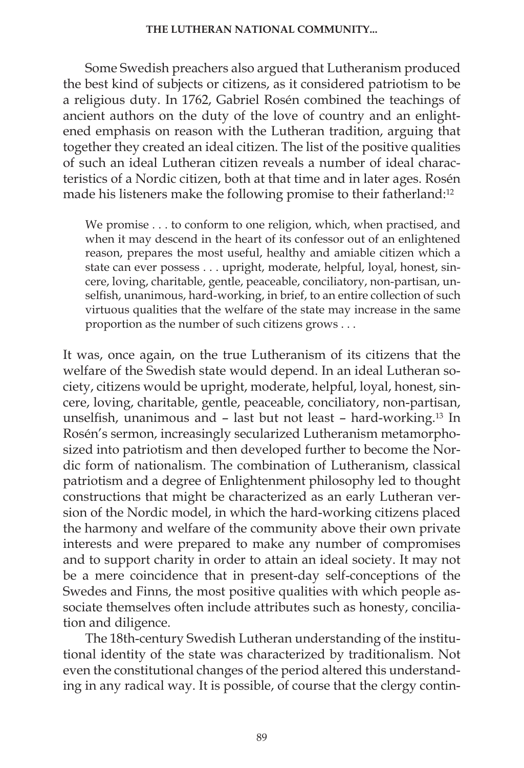Some Swedish preachers also argued that Lutheranism produced the best kind of subjects or citizens, as it considered patriotism to be a religious duty. In 1762, Gabriel Rosén combined the teachings of ancient authors on the duty of the love of country and an enlightened emphasis on reason with the Lutheran tradition, arguing that together they created an ideal citizen. The list of the positive qualities of such an ideal Lutheran citizen reveals a number of ideal characteristics of a Nordic citizen, both at that time and in later ages. Rosén made his listeners make the following promise to their fatherland:[12]

> We promise . . . to conform to one religion, which, when practised, and when it may descend in the heart of its confessor out of an enlightened reason, prepares the most useful, healthy and amiable citizen which a state can ever possess . . . upright, moderate, helpful, loyal, honest, sincere, loving, charitable, gentle, peaceable, conciliatory, non-partisan, unselfish, unanimous, hard-working, in brief, to an entire collection of such virtuous qualities that the welfare of the state may increase in the same proportion as the number of such citizens grows . . .

It was, once again, on the true Lutheranism of its citizens that the welfare of the Swedish state would depend. In an ideal Lutheran society, citizens would be upright, moderate, helpful, loyal, honest, sincere, loving, charitable, gentle, peaceable, conciliatory, non-partisan, unselfish, unanimous and – last but not least – hard-working.[13] In Rosén's sermon, increasingly secularized Lutheranism metamorphosized into patriotism and then developed further to become the Nordic form of nationalism. The combination of Lutheranism, classical patriotism and a degree of Enlightenment philosophy led to thought constructions that might be characterized as an early Lutheran version of the Nordic model, in which the hard-working citizens placed the harmony and welfare of the community above their own private interests and were prepared to make any number of compromises and to support charity in order to attain an ideal society. It may not be a mere coincidence that in present-day self-conceptions of the Swedes and Finns, the most positive qualities with which people associate themselves often include attributes such as honesty, conciliation and diligence.

The 18th-century Swedish Lutheran understanding of the institutional identity of the state was characterized by traditionalism. Not even the constitutional changes of the period altered this understanding in any radical way. It is possible, of course that the clergy contin-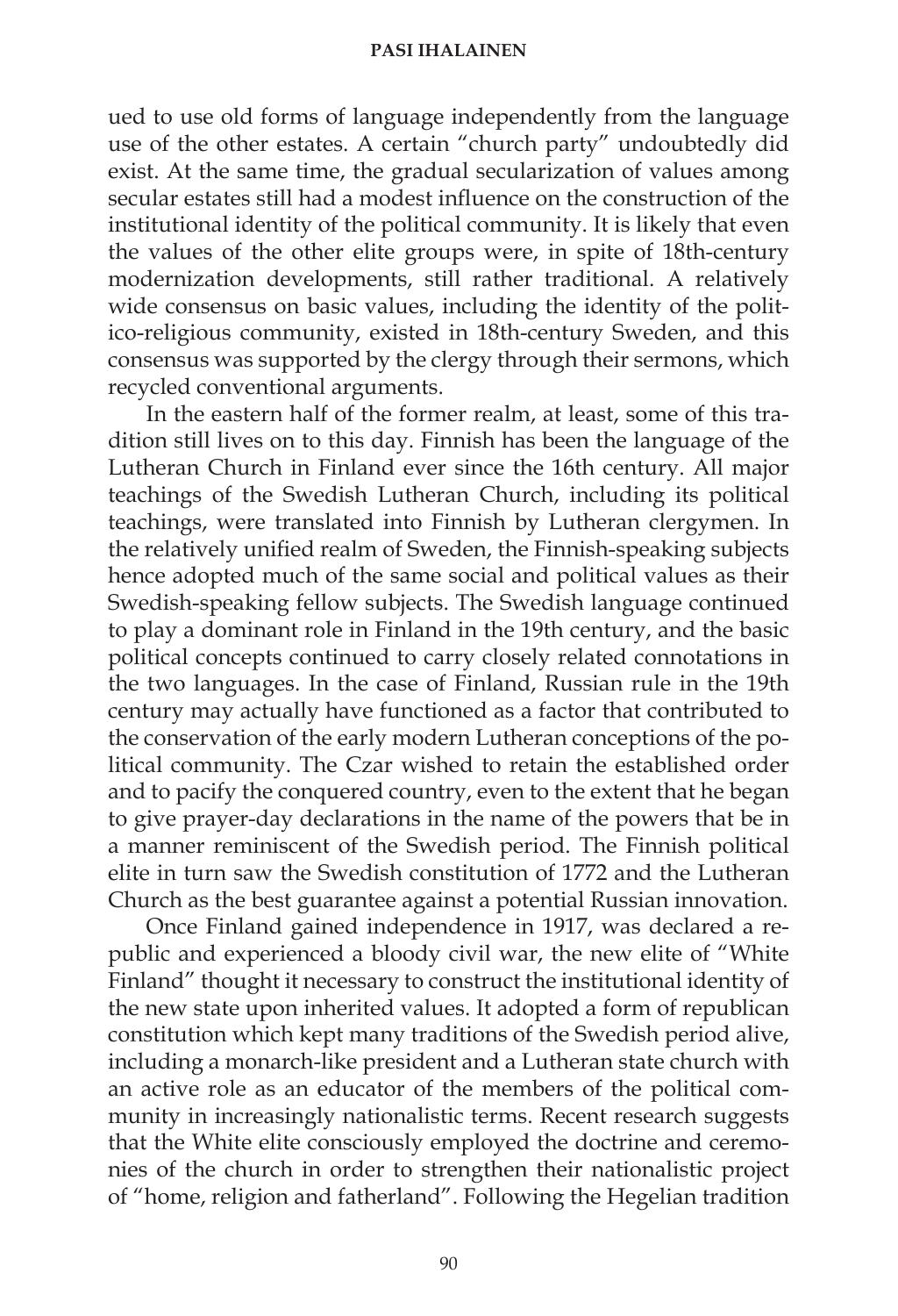ued to use old forms of language independently from the language use of the other estates. A certain "church party" undoubtedly did exist. At the same time, the gradual secularization of values among secular estates still had a modest influence on the construction of the institutional identity of the political community. It is likely that even the values of the other elite groups were, in spite of 18th-century modernization developments, still rather traditional. A relatively wide consensus on basic values, including the identity of the politico-religious community, existed in 18th-century Sweden, and this consensus was supported by the clergy through their sermons, which recycled conventional arguments.

In the eastern half of the former realm, at least, some of this tradition still lives on to this day. Finnish has been the language of the Lutheran Church in Finland ever since the 16th century. All major teachings of the Swedish Lutheran Church, including its political teachings, were translated into Finnish by Lutheran clergymen. In the relatively unified realm of Sweden, the Finnish-speaking subjects hence adopted much of the same social and political values as their Swedish-speaking fellow subjects. The Swedish language continued to play a dominant role in Finland in the 19th century, and the basic political concepts continued to carry closely related connotations in the two languages. In the case of Finland, Russian rule in the 19th century may actually have functioned as a factor that contributed to the conservation of the early modern Lutheran conceptions of the political community. The Czar wished to retain the established order and to pacify the conquered country, even to the extent that he began to give prayer-day declarations in the name of the powers that be in a manner reminiscent of the Swedish period. The Finnish political elite in turn saw the Swedish constitution of 1772 and the Lutheran Church as the best guarantee against a potential Russian innovation.

Once Finland gained independence in 1917, was declared a republic and experienced a bloody civil war, the new elite of "White Finland" thought it necessary to construct the institutional identity of the new state upon inherited values. It adopted a form of republican constitution which kept many traditions of the Swedish period alive, including a monarch-like president and a Lutheran state church with an active role as an educator of the members of the political community in increasingly nationalistic terms. Recent research suggests that the White elite consciously employed the doctrine and ceremonies of the church in order to strengthen their nationalistic project of "home, religion and fatherland". Following the Hegelian tradition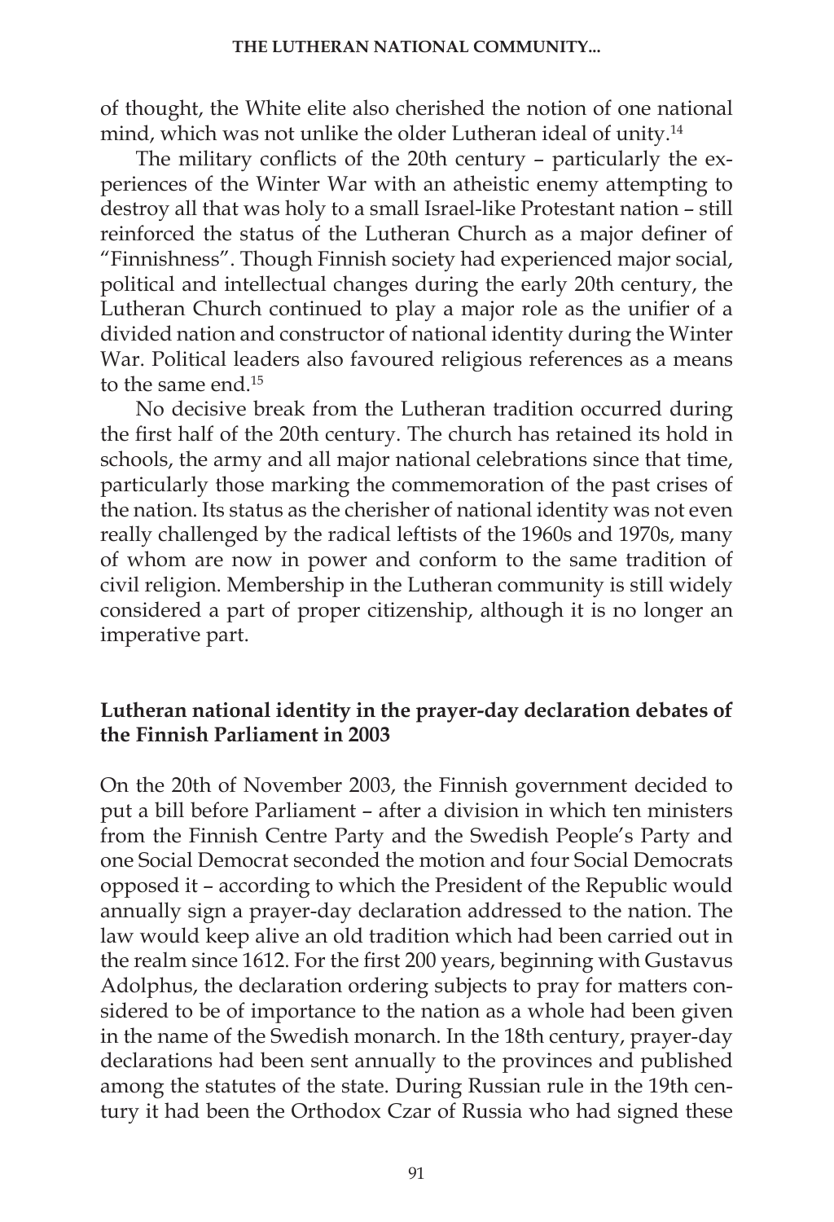of thought, the White elite also cherished the notion of one national mind, which was not unlike the older Lutheran ideal of unity.[14]

The military conflicts of the 20th century – particularly the experiences of the Winter War with an atheistic enemy attempting to destroy all that was holy to a small Israel-like Protestant nation – still reinforced the status of the Lutheran Church as a major definer of "Finnishness". Though Finnish society had experienced major social, political and intellectual changes during the early 20th century, the Lutheran Church continued to play a major role as the unifier of a divided nation and constructor of national identity during the Winter War. Political leaders also favoured religious references as a means to the same end.[15]

No decisive break from the Lutheran tradition occurred during the first half of the 20th century. The church has retained its hold in schools, the army and all major national celebrations since that time, particularly those marking the commemoration of the past crises of the nation. Its status as the cherisher of national identity was not even really challenged by the radical leftists of the 1960s and 1970s, many of whom are now in power and conform to the same tradition of civil religion. Membership in the Lutheran community is still widely considered a part of proper citizenship, although it is no longer an imperative part.

## Lutheran national identity in the prayer-day declaration debates of the Finnish Parliament in 2003

On the 20th of November 2003, the Finnish government decided to put a bill before Parliament – after a division in which ten ministers from the Finnish Centre Party and the Swedish People's Party and one Social Democrat seconded the motion and four Social Democrats opposed it – according to which the President of the Republic would annually sign a prayer-day declaration addressed to the nation. The law would keep alive an old tradition which had been carried out in the realm since 1612. For the first 200 years, beginning with Gustavus Adolphus, the declaration ordering subjects to pray for matters considered to be of importance to the nation as a whole had been given in the name of the Swedish monarch. In the 18th century, prayer-day declarations had been sent annually to the provinces and published among the statutes of the state. During Russian rule in the 19th century it had been the Orthodox Czar of Russia who had signed these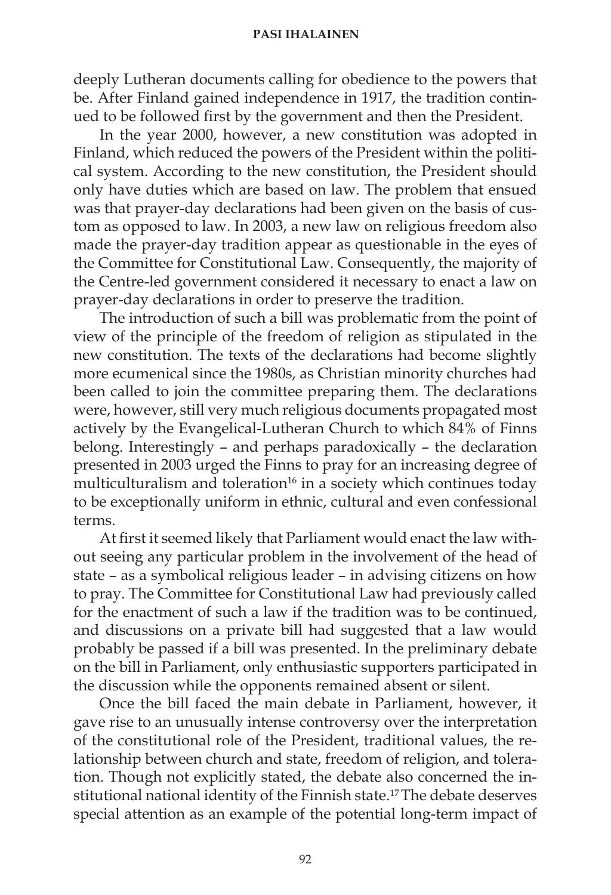deeply Lutheran documents calling for obedience to the powers that be. After Finland gained independence in 1917, the tradition continued to be followed first by the government and then the President.

In the year 2000, however, a new constitution was adopted in Finland, which reduced the powers of the President within the political system. According to the new constitution, the President should only have duties which are based on law. The problem that ensued was that prayer-day declarations had been given on the basis of custom as opposed to law. In 2003, a new law on religious freedom also made the prayer-day tradition appear as questionable in the eyes of the Committee for Constitutional Law. Consequently, the majority of the Centre-led government considered it necessary to enact a law on prayer-day declarations in order to preserve the tradition.

The introduction of such a bill was problematic from the point of view of the principle of the freedom of religion as stipulated in the new constitution. The texts of the declarations had become slightly more ecumenical since the 1980s, as Christian minority churches had been called to join the committee preparing them. The declarations were, however, still very much religious documents propagated most actively by the Evangelical-Lutheran Church to which 84% of Finns belong. Interestingly – and perhaps paradoxically – the declaration presented in 2003 urged the Finns to pray for an increasing degree of multiculturalism and toleration[16] in a society which continues today to be exceptionally uniform in ethnic, cultural and even confessional terms.

At first it seemed likely that Parliament would enact the law without seeing any particular problem in the involvement of the head of state – as a symbolical religious leader – in advising citizens on how to pray. The Committee for Constitutional Law had previously called for the enactment of such a law if the tradition was to be continued, and discussions on a private bill had suggested that a law would probably be passed if a bill was presented. In the preliminary debate on the bill in Parliament, only enthusiastic supporters participated in the discussion while the opponents remained absent or silent.

Once the bill faced the main debate in Parliament, however, it gave rise to an unusually intense controversy over the interpretation of the constitutional role of the President, traditional values, the relationship between church and state, freedom of religion, and toleration. Though not explicitly stated, the debate also concerned the institutional national identity of the Finnish state.[17] The debate deserves special attention as an example of the potential long-term impact of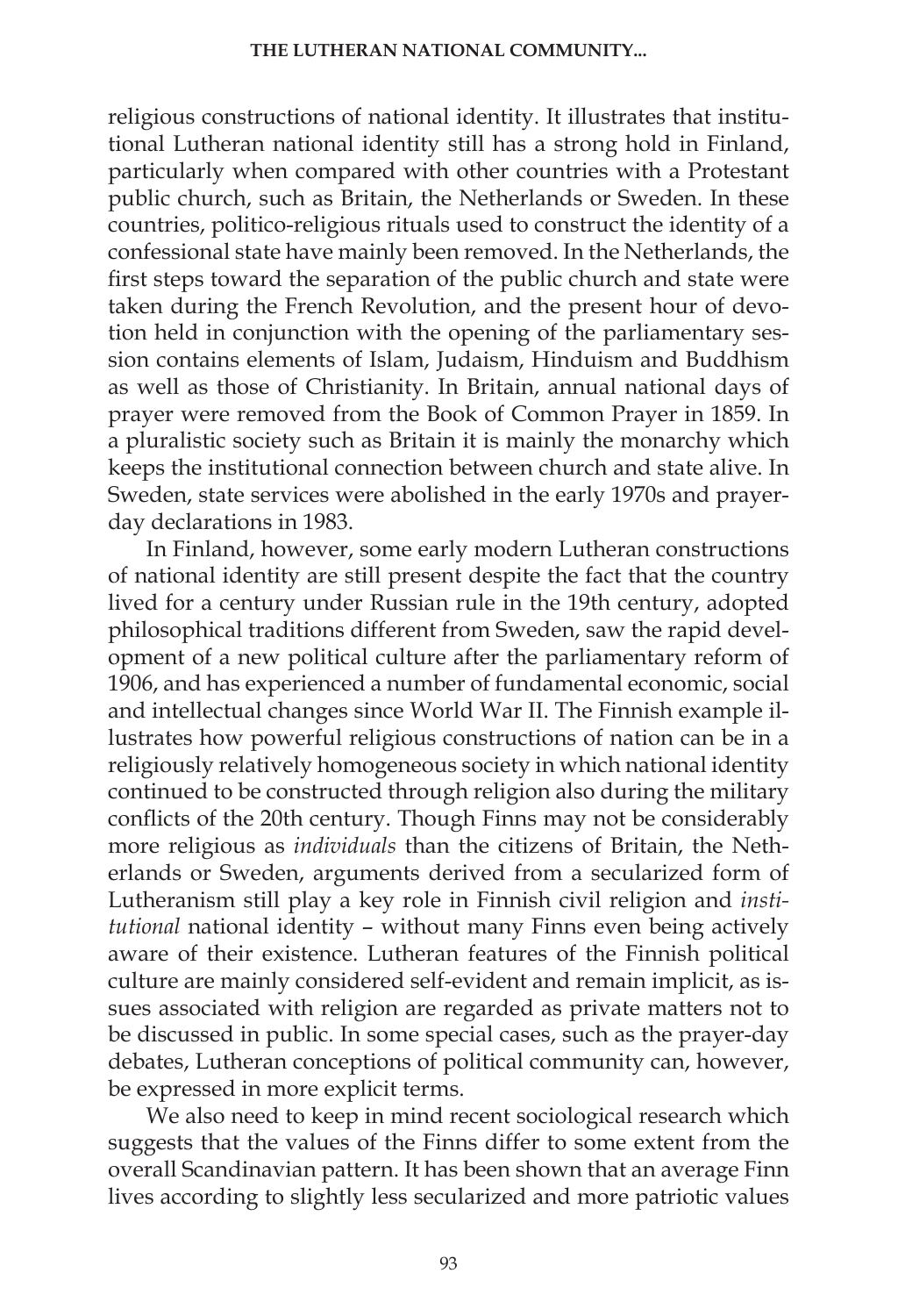religious constructions of national identity. It illustrates that institutional Lutheran national identity still has a strong hold in Finland, particularly when compared with other countries with a Protestant public church, such as Britain, the Netherlands or Sweden. In these countries, politico-religious rituals used to construct the identity of a confessional state have mainly been removed. In the Netherlands, the first steps toward the separation of the public church and state were taken during the French Revolution, and the present hour of devotion held in conjunction with the opening of the parliamentary session contains elements of Islam, Judaism, Hinduism and Buddhism as well as those of Christianity. In Britain, annual national days of prayer were removed from the Book of Common Prayer in 1859. In a pluralistic society such as Britain it is mainly the monarchy which keeps the institutional connection between church and state alive. In Sweden, state services were abolished in the early 1970s and prayer-day declarations in 1983.

In Finland, however, some early modern Lutheran constructions of national identity are still present despite the fact that the country lived for a century under Russian rule in the 19th century, adopted philosophical traditions different from Sweden, saw the rapid development of a new political culture after the parliamentary reform of 1906, and has experienced a number of fundamental economic, social and intellectual changes since World War II. The Finnish example illustrates how powerful religious constructions of nation can be in a religiously relatively homogeneous society in which national identity continued to be constructed through religion also during the military conflicts of the 20th century. Though Finns may not be considerably more religious as *individuals* than the citizens of Britain, the Netherlands or Sweden, arguments derived from a secularized form of Lutheranism still play a key role in Finnish civil religion and *institutional* national identity – without many Finns even being actively aware of their existence. Lutheran features of the Finnish political culture are mainly considered self-evident and remain implicit, as issues associated with religion are regarded as private matters not to be discussed in public. In some special cases, such as the prayer-day debates, Lutheran conceptions of political community can, however, be expressed in more explicit terms.

We also need to keep in mind recent sociological research which suggests that the values of the Finns differ to some extent from the overall Scandinavian pattern. It has been shown that an average Finn lives according to slightly less secularized and more patriotic values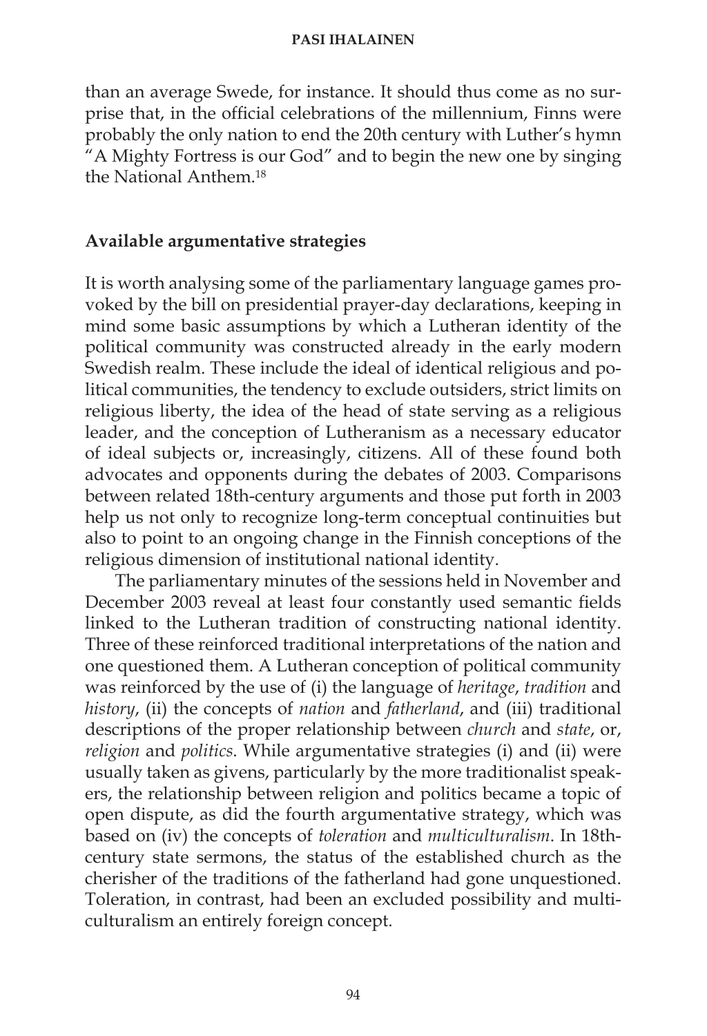than an average Swede, for instance. It should thus come as no surprise that, in the official celebrations of the millennium, Finns were probably the only nation to end the 20th century with Luther's hymn "A Mighty Fortress is our God" and to begin the new one by singing the National Anthem.[18]

## Available argumentative strategies

It is worth analysing some of the parliamentary language games provoked by the bill on presidential prayer-day declarations, keeping in mind some basic assumptions by which a Lutheran identity of the political community was constructed already in the early modern Swedish realm. These include the ideal of identical religious and political communities, the tendency to exclude outsiders, strict limits on religious liberty, the idea of the head of state serving as a religious leader, and the conception of Lutheranism as a necessary educator of ideal subjects or, increasingly, citizens. All of these found both advocates and opponents during the debates of 2003. Comparisons between related 18th-century arguments and those put forth in 2003 help us not only to recognize long-term conceptual continuities but also to point to an ongoing change in the Finnish conceptions of the religious dimension of institutional national identity.

The parliamentary minutes of the sessions held in November and December 2003 reveal at least four constantly used semantic fields linked to the Lutheran tradition of constructing national identity. Three of these reinforced traditional interpretations of the nation and one questioned them. A Lutheran conception of political community was reinforced by the use of (i) the language of *heritage*, *tradition* and *history*, (ii) the concepts of *nation* and *fatherland*, and (iii) traditional descriptions of the proper relationship between *church* and *state*, or, *religion* and *politics*. While argumentative strategies (i) and (ii) were usually taken as givens, particularly by the more traditionalist speakers, the relationship between religion and politics became a topic of open dispute, as did the fourth argumentative strategy, which was based on (iv) the concepts of *toleration* and *multiculturalism*. In 18th-century state sermons, the status of the established church as the cherisher of the traditions of the fatherland had gone unquestioned. Toleration, in contrast, had been an excluded possibility and multiculturalism an entirely foreign concept.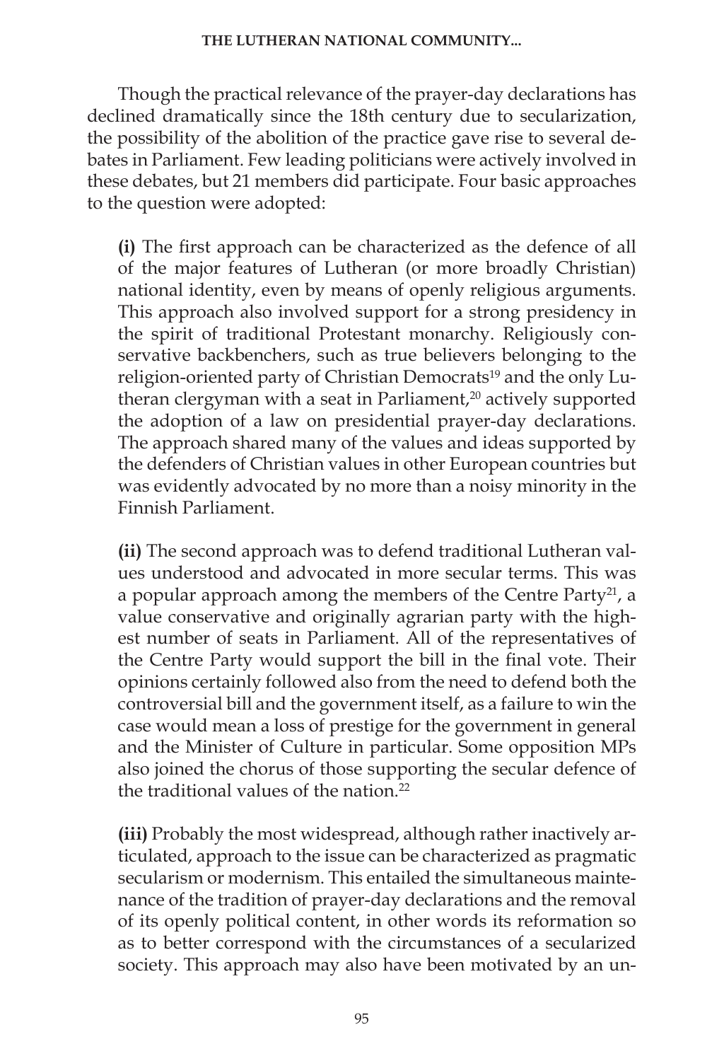Though the practical relevance of the prayer-day declarations has declined dramatically since the 18th century due to secularization, the possibility of the abolition of the practice gave rise to several debates in Parliament. Few leading politicians were actively involved in these debates, but 21 members did participate. Four basic approaches to the question were adopted:

**(i)** The first approach can be characterized as the defence of all of the major features of Lutheran (or more broadly Christian) national identity, even by means of openly religious arguments. This approach also involved support for a strong presidency in the spirit of traditional Protestant monarchy. Religiously conservative backbenchers, such as true believers belonging to the religion-oriented party of Christian Democrats[19] and the only Lutheran clergyman with a seat in Parliament,[20] actively supported the adoption of a law on presidential prayer-day declarations. The approach shared many of the values and ideas supported by the defenders of Christian values in other European countries but was evidently advocated by no more than a noisy minority in the Finnish Parliament.

**(ii)** The second approach was to defend traditional Lutheran values understood and advocated in more secular terms. This was a popular approach among the members of the Centre Party[21], a value conservative and originally agrarian party with the highest number of seats in Parliament. All of the representatives of the Centre Party would support the bill in the final vote. Their opinions certainly followed also from the need to defend both the controversial bill and the government itself, as a failure to win the case would mean a loss of prestige for the government in general and the Minister of Culture in particular. Some opposition MPs also joined the chorus of those supporting the secular defence of the traditional values of the nation.[22]

**(iii)** Probably the most widespread, although rather inactively articulated, approach to the issue can be characterized as pragmatic secularism or modernism. This entailed the simultaneous maintenance of the tradition of prayer-day declarations and the removal of its openly political content, in other words its reformation so as to better correspond with the circumstances of a secularized society. This approach may also have been motivated by an un-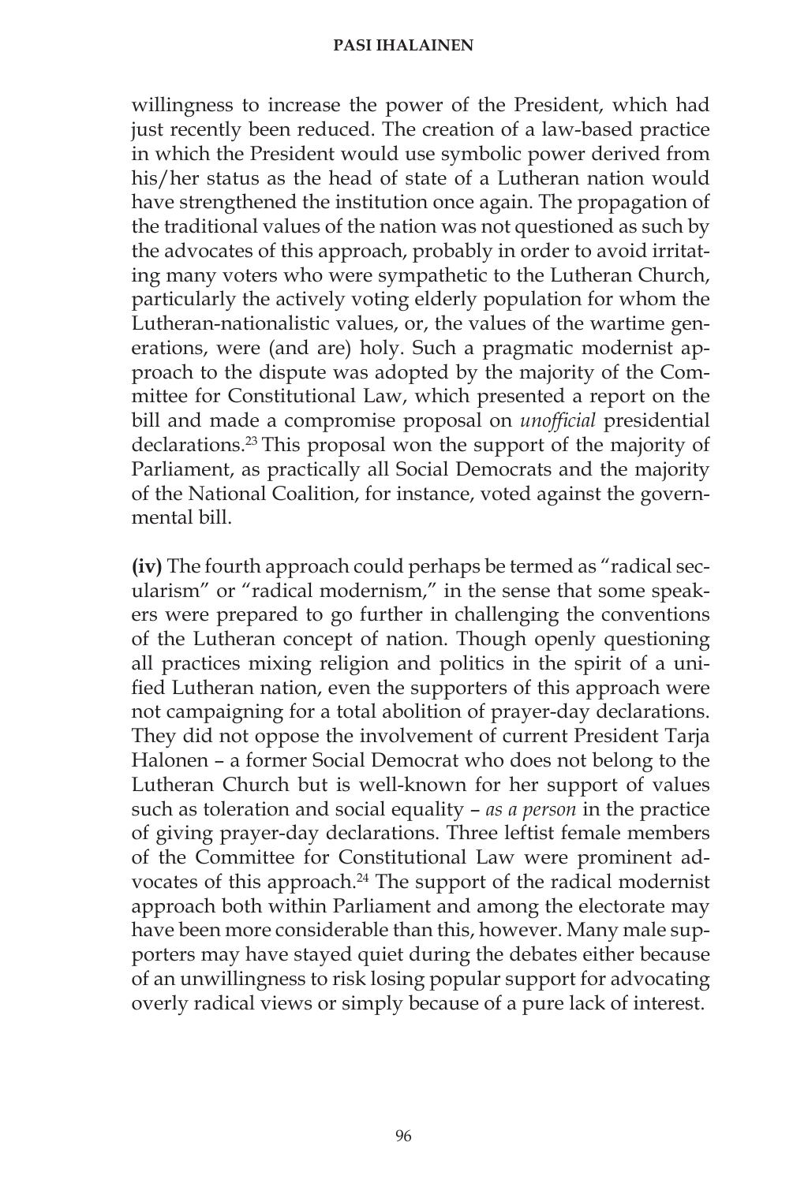willingness to increase the power of the President, which had just recently been reduced. The creation of a law-based practice in which the President would use symbolic power derived from his/her status as the head of state of a Lutheran nation would have strengthened the institution once again. The propagation of the traditional values of the nation was not questioned as such by the advocates of this approach, probably in order to avoid irritating many voters who were sympathetic to the Lutheran Church, particularly the actively voting elderly population for whom the Lutheran-nationalistic values, or, the values of the wartime generations, were (and are) holy. Such a pragmatic modernist approach to the dispute was adopted by the majority of the Committee for Constitutional Law, which presented a report on the bill and made a compromise proposal on *unofficial* presidential declarations.[23] This proposal won the support of the majority of Parliament, as practically all Social Democrats and the majority of the National Coalition, for instance, voted against the governmental bill.

**(iv)** The fourth approach could perhaps be termed as "radical secularism" or "radical modernism," in the sense that some speakers were prepared to go further in challenging the conventions of the Lutheran concept of nation. Though openly questioning all practices mixing religion and politics in the spirit of a unified Lutheran nation, even the supporters of this approach were not campaigning for a total abolition of prayer-day declarations. They did not oppose the involvement of current President Tarja Halonen – a former Social Democrat who does not belong to the Lutheran Church but is well-known for her support of values such as toleration and social equality – *as a person* in the practice of giving prayer-day declarations. Three leftist female members of the Committee for Constitutional Law were prominent advocates of this approach.[24] The support of the radical modernist approach both within Parliament and among the electorate may have been more considerable than this, however. Many male supporters may have stayed quiet during the debates either because of an unwillingness to risk losing popular support for advocating overly radical views or simply because of a pure lack of interest.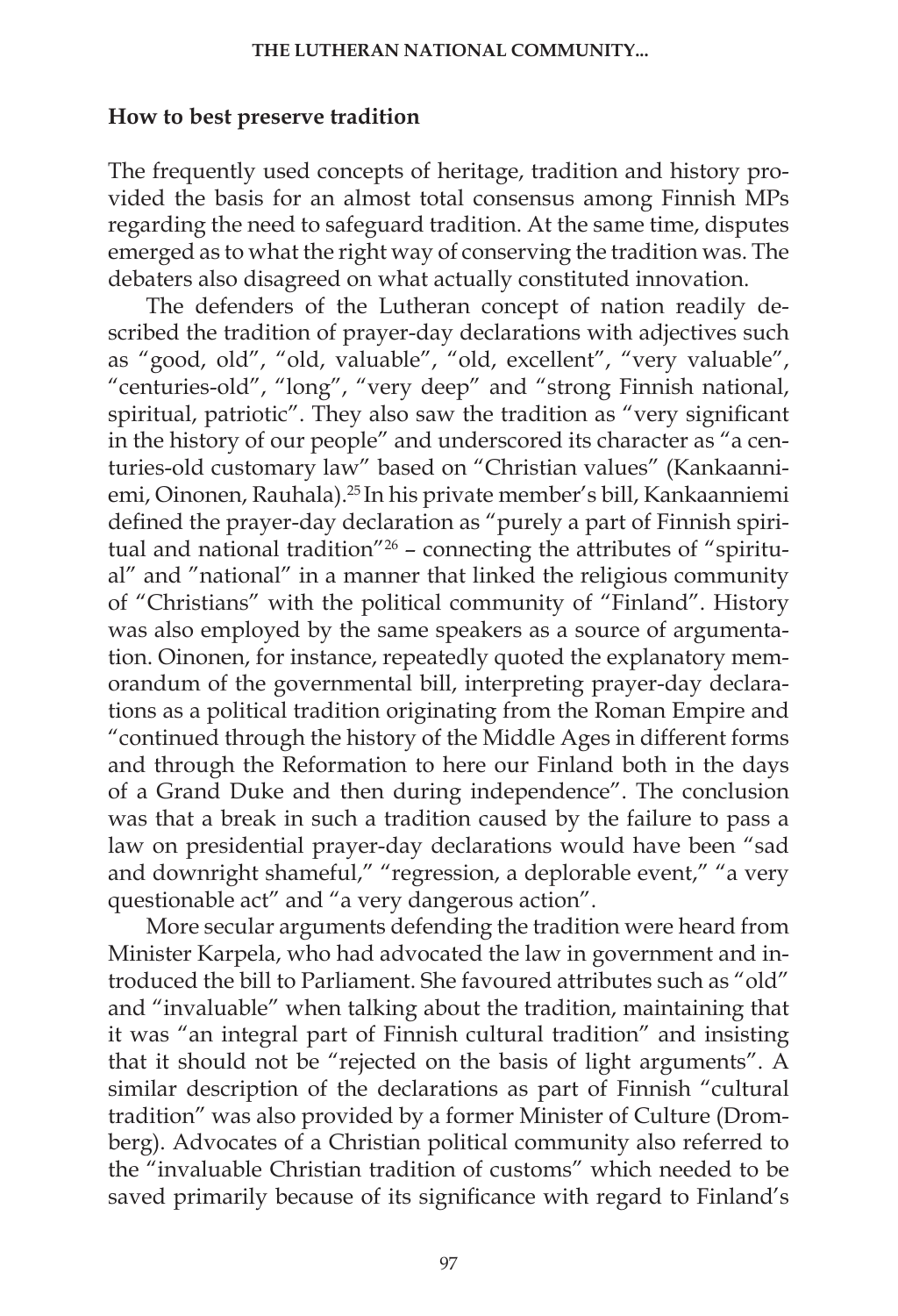## How to best preserve tradition

The frequently used concepts of heritage, tradition and history provided the basis for an almost total consensus among Finnish MPs regarding the need to safeguard tradition. At the same time, disputes emerged as to what the right way of conserving the tradition was. The debaters also disagreed on what actually constituted innovation.

The defenders of the Lutheran concept of nation readily described the tradition of prayer-day declarations with adjectives such as "good, old", "old, valuable", "old, excellent", "very valuable", "centuries-old", "long", "very deep" and "strong Finnish national, spiritual, patriotic". They also saw the tradition as "very significant in the history of our people" and underscored its character as "a centuries-old customary law" based on "Christian values" (Kankaanniemi, Oinonen, Rauhala).[25] In his private member's bill, Kankaanniemi defined the prayer-day declaration as "purely a part of Finnish spiritual and national tradition"[26] – connecting the attributes of "spiritual" and "national" in a manner that linked the religious community of "Christians" with the political community of "Finland". History was also employed by the same speakers as a source of argumentation. Oinonen, for instance, repeatedly quoted the explanatory memorandum of the governmental bill, interpreting prayer-day declarations as a political tradition originating from the Roman Empire and "continued through the history of the Middle Ages in different forms and through the Reformation to here our Finland both in the days of a Grand Duke and then during independence". The conclusion was that a break in such a tradition caused by the failure to pass a law on presidential prayer-day declarations would have been "sad and downright shameful," "regression, a deplorable event," "a very questionable act" and "a very dangerous action".

More secular arguments defending the tradition were heard from Minister Karpela, who had advocated the law in government and introduced the bill to Parliament. She favoured attributes such as "old" and "invaluable" when talking about the tradition, maintaining that it was "an integral part of Finnish cultural tradition" and insisting that it should not be "rejected on the basis of light arguments". A similar description of the declarations as part of Finnish "cultural tradition" was also provided by a former Minister of Culture (Dromberg). Advocates of a Christian political community also referred to the "invaluable Christian tradition of customs" which needed to be saved primarily because of its significance with regard to Finland's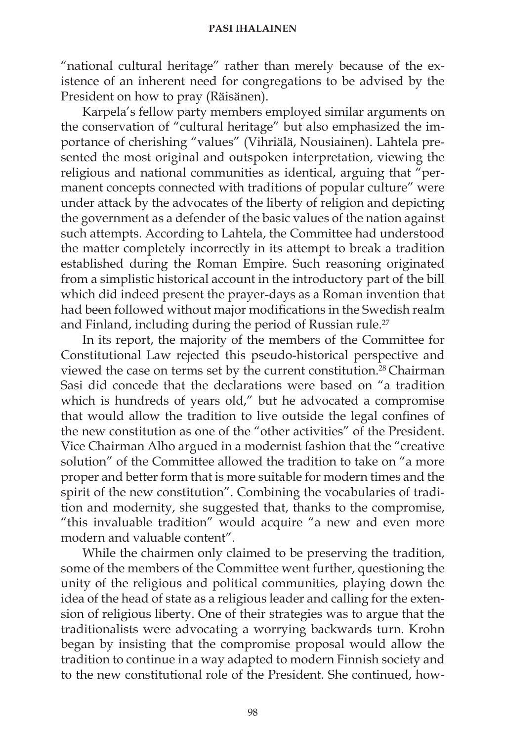"national cultural heritage" rather than merely because of the existence of an inherent need for congregations to be advised by the President on how to pray (Räisänen).

Karpela's fellow party members employed similar arguments on the conservation of "cultural heritage" but also emphasized the importance of cherishing "values" (Vihriälä, Nousiainen). Lahtela presented the most original and outspoken interpretation, viewing the religious and national communities as identical, arguing that "permanent concepts connected with traditions of popular culture" were under attack by the advocates of the liberty of religion and depicting the government as a defender of the basic values of the nation against such attempts. According to Lahtela, the Committee had understood the matter completely incorrectly in its attempt to break a tradition established during the Roman Empire. Such reasoning originated from a simplistic historical account in the introductory part of the bill which did indeed present the prayer-days as a Roman invention that had been followed without major modifications in the Swedish realm and Finland, including during the period of Russian rule.[27]

In its report, the majority of the members of the Committee for Constitutional Law rejected this pseudo-historical perspective and viewed the case on terms set by the current constitution.[28] Chairman Sasi did concede that the declarations were based on "a tradition which is hundreds of years old," but he advocated a compromise that would allow the tradition to live outside the legal confines of the new constitution as one of the "other activities" of the President. Vice Chairman Alho argued in a modernist fashion that the "creative solution" of the Committee allowed the tradition to take on "a more proper and better form that is more suitable for modern times and the spirit of the new constitution". Combining the vocabularies of tradition and modernity, she suggested that, thanks to the compromise, "this invaluable tradition" would acquire "a new and even more modern and valuable content".

While the chairmen only claimed to be preserving the tradition, some of the members of the Committee went further, questioning the unity of the religious and political communities, playing down the idea of the head of state as a religious leader and calling for the extension of religious liberty. One of their strategies was to argue that the traditionalists were advocating a worrying backwards turn. Krohn began by insisting that the compromise proposal would allow the tradition to continue in a way adapted to modern Finnish society and to the new constitutional role of the President. She continued, how-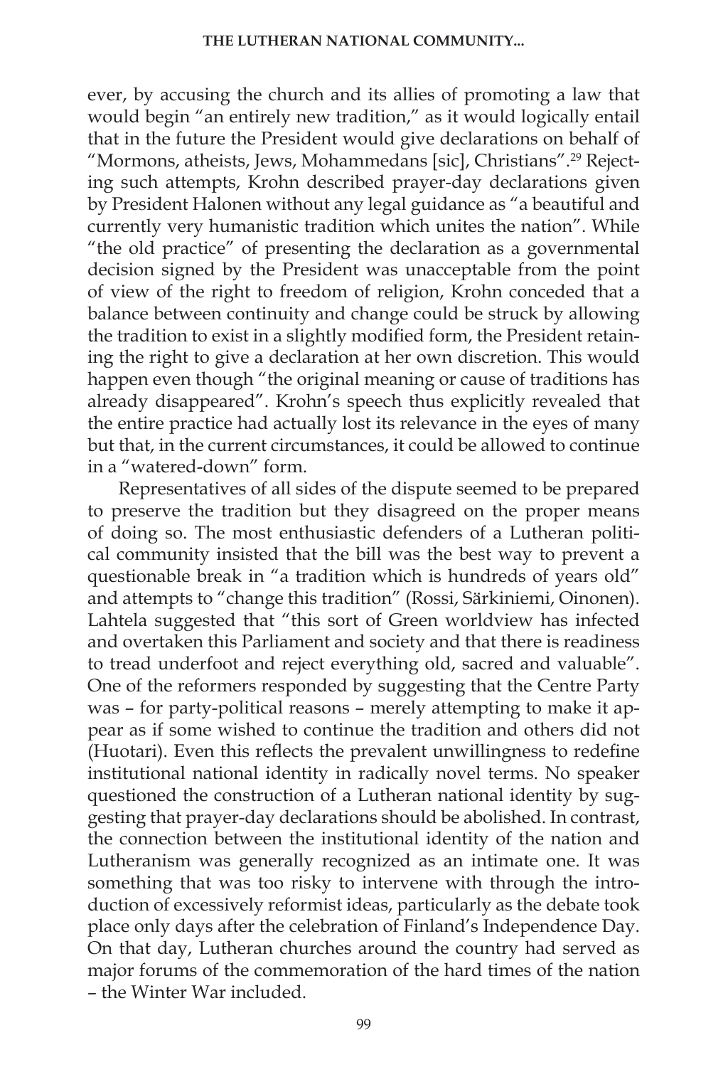ever, by accusing the church and its allies of promoting a law that would begin "an entirely new tradition," as it would logically entail that in the future the President would give declarations on behalf of "Mormons, atheists, Jews, Mohammedans [sic], Christians".[29] Rejecting such attempts, Krohn described prayer-day declarations given by President Halonen without any legal guidance as "a beautiful and currently very humanistic tradition which unites the nation". While "the old practice" of presenting the declaration as a governmental decision signed by the President was unacceptable from the point of view of the right to freedom of religion, Krohn conceded that a balance between continuity and change could be struck by allowing the tradition to exist in a slightly modified form, the President retaining the right to give a declaration at her own discretion. This would happen even though "the original meaning or cause of traditions has already disappeared". Krohn's speech thus explicitly revealed that the entire practice had actually lost its relevance in the eyes of many but that, in the current circumstances, it could be allowed to continue in a "watered-down" form.

Representatives of all sides of the dispute seemed to be prepared to preserve the tradition but they disagreed on the proper means of doing so. The most enthusiastic defenders of a Lutheran political community insisted that the bill was the best way to prevent a questionable break in "a tradition which is hundreds of years old" and attempts to "change this tradition" (Rossi, Särkiniemi, Oinonen). Lahtela suggested that "this sort of Green worldview has infected and overtaken this Parliament and society and that there is readiness to tread underfoot and reject everything old, sacred and valuable". One of the reformers responded by suggesting that the Centre Party was – for party-political reasons – merely attempting to make it appear as if some wished to continue the tradition and others did not (Huotari). Even this reflects the prevalent unwillingness to redefine institutional national identity in radically novel terms. No speaker questioned the construction of a Lutheran national identity by suggesting that prayer-day declarations should be abolished. In contrast, the connection between the institutional identity of the nation and Lutheranism was generally recognized as an intimate one. It was something that was too risky to intervene with through the introduction of excessively reformist ideas, particularly as the debate took place only days after the celebration of Finland's Independence Day. On that day, Lutheran churches around the country had served as major forums of the commemoration of the hard times of the nation – the Winter War included.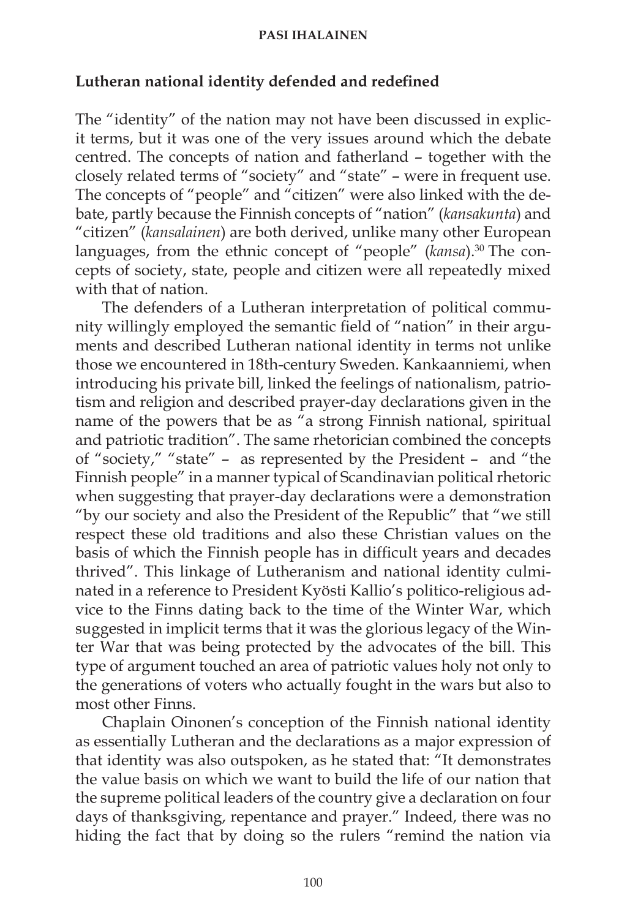## Lutheran national identity defended and redefined

The "identity" of the nation may not have been discussed in explicit terms, but it was one of the very issues around which the debate centred. The concepts of nation and fatherland – together with the closely related terms of "society" and "state" – were in frequent use. The concepts of "people" and "citizen" were also linked with the debate, partly because the Finnish concepts of "nation" (*kansakunta*) and "citizen" (*kansalainen*) are both derived, unlike many other European languages, from the ethnic concept of "people" (*kansa*).[30] The concepts of society, state, people and citizen were all repeatedly mixed with that of nation.

The defenders of a Lutheran interpretation of political community willingly employed the semantic field of "nation" in their arguments and described Lutheran national identity in terms not unlike those we encountered in 18th-century Sweden. Kankaanniemi, when introducing his private bill, linked the feelings of nationalism, patriotism and religion and described prayer-day declarations given in the name of the powers that be as "a strong Finnish national, spiritual and patriotic tradition". The same rhetorician combined the concepts of "society," "state" – as represented by the President – and "the Finnish people" in a manner typical of Scandinavian political rhetoric when suggesting that prayer-day declarations were a demonstration "by our society and also the President of the Republic" that "we still respect these old traditions and also these Christian values on the basis of which the Finnish people has in difficult years and decades thrived". This linkage of Lutheranism and national identity culminated in a reference to President Kyösti Kallio's politico-religious advice to the Finns dating back to the time of the Winter War, which suggested in implicit terms that it was the glorious legacy of the Winter War that was being protected by the advocates of the bill. This type of argument touched an area of patriotic values holy not only to the generations of voters who actually fought in the wars but also to most other Finns.

Chaplain Oinonen's conception of the Finnish national identity as essentially Lutheran and the declarations as a major expression of that identity was also outspoken, as he stated that: "It demonstrates the value basis on which we want to build the life of our nation that the supreme political leaders of the country give a declaration on four days of thanksgiving, repentance and prayer." Indeed, there was no hiding the fact that by doing so the rulers "remind the nation via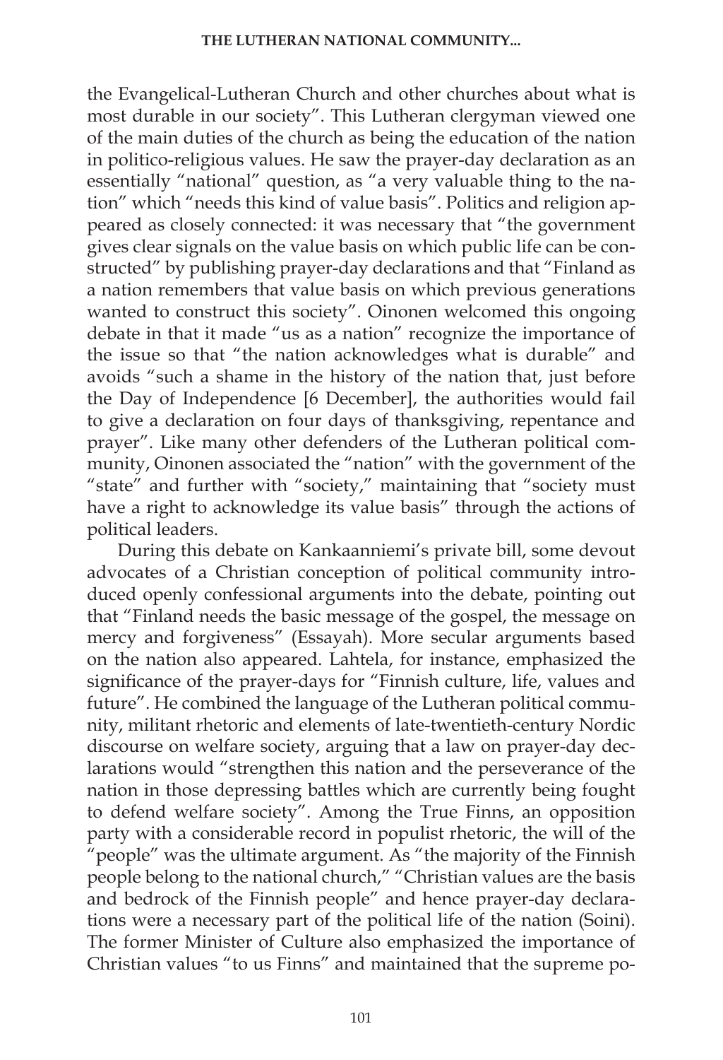the Evangelical-Lutheran Church and other churches about what is most durable in our society". This Lutheran clergyman viewed one of the main duties of the church as being the education of the nation in politico-religious values. He saw the prayer-day declaration as an essentially "national" question, as "a very valuable thing to the nation" which "needs this kind of value basis". Politics and religion appeared as closely connected: it was necessary that "the government gives clear signals on the value basis on which public life can be constructed" by publishing prayer-day declarations and that "Finland as a nation remembers that value basis on which previous generations wanted to construct this society". Oinonen welcomed this ongoing debate in that it made "us as a nation" recognize the importance of the issue so that "the nation acknowledges what is durable" and avoids "such a shame in the history of the nation that, just before the Day of Independence [6 December], the authorities would fail to give a declaration on four days of thanksgiving, repentance and prayer". Like many other defenders of the Lutheran political community, Oinonen associated the "nation" with the government of the "state" and further with "society," maintaining that "society must have a right to acknowledge its value basis" through the actions of political leaders.

During this debate on Kankaanniemi's private bill, some devout advocates of a Christian conception of political community introduced openly confessional arguments into the debate, pointing out that "Finland needs the basic message of the gospel, the message on mercy and forgiveness" (Essayah). More secular arguments based on the nation also appeared. Lahtela, for instance, emphasized the significance of the prayer-days for "Finnish culture, life, values and future". He combined the language of the Lutheran political community, militant rhetoric and elements of late-twentieth-century Nordic discourse on welfare society, arguing that a law on prayer-day declarations would "strengthen this nation and the perseverance of the nation in those depressing battles which are currently being fought to defend welfare society". Among the True Finns, an opposition party with a considerable record in populist rhetoric, the will of the "people" was the ultimate argument. As "the majority of the Finnish people belong to the national church," "Christian values are the basis and bedrock of the Finnish people" and hence prayer-day declarations were a necessary part of the political life of the nation (Soini). The former Minister of Culture also emphasized the importance of Christian values "to us Finns" and maintained that the supreme po-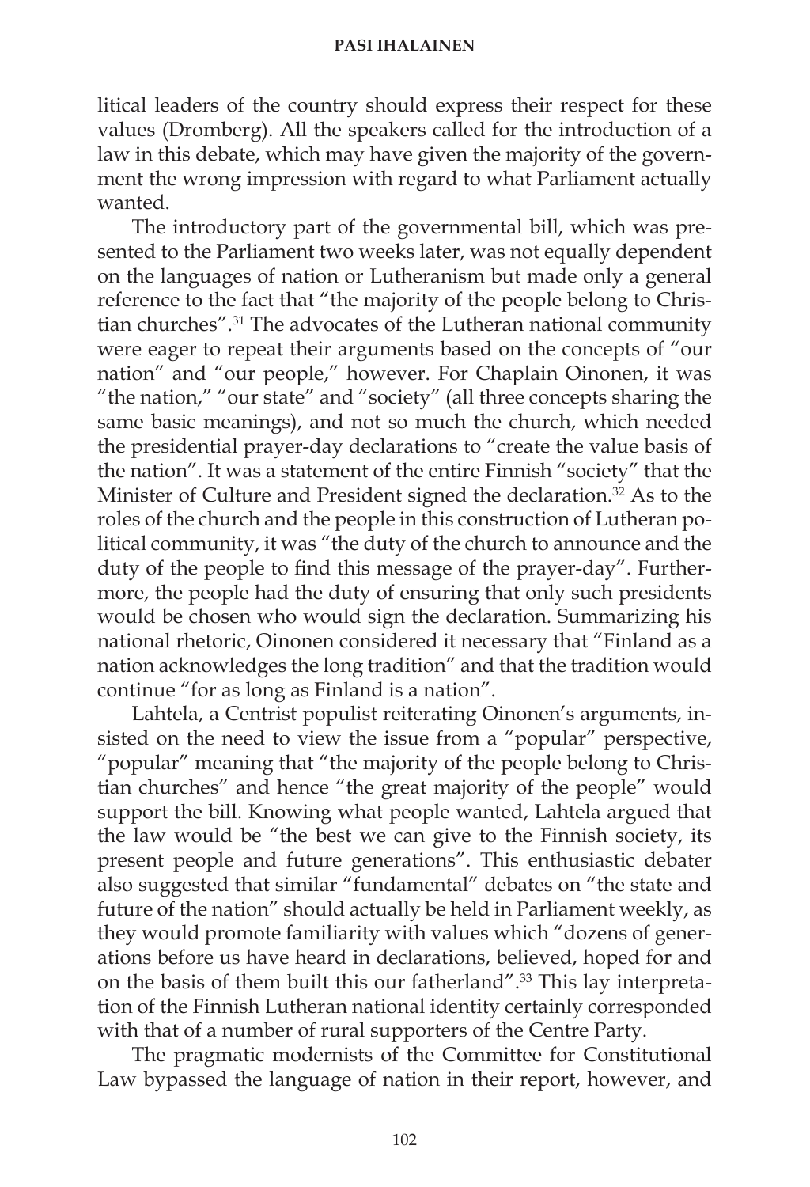litical leaders of the country should express their respect for these values (Dromberg). All the speakers called for the introduction of a law in this debate, which may have given the majority of the government the wrong impression with regard to what Parliament actually wanted.

The introductory part of the governmental bill, which was presented to the Parliament two weeks later, was not equally dependent on the languages of nation or Lutheranism but made only a general reference to the fact that "the majority of the people belong to Christian churches".[31] The advocates of the Lutheran national community were eager to repeat their arguments based on the concepts of "our nation" and "our people," however. For Chaplain Oinonen, it was "the nation," "our state" and "society" (all three concepts sharing the same basic meanings), and not so much the church, which needed the presidential prayer-day declarations to "create the value basis of the nation". It was a statement of the entire Finnish "society" that the Minister of Culture and President signed the declaration.[32] As to the roles of the church and the people in this construction of Lutheran political community, it was "the duty of the church to announce and the duty of the people to find this message of the prayer-day". Furthermore, the people had the duty of ensuring that only such presidents would be chosen who would sign the declaration. Summarizing his national rhetoric, Oinonen considered it necessary that "Finland as a nation acknowledges the long tradition" and that the tradition would continue "for as long as Finland is a nation".

Lahtela, a Centrist populist reiterating Oinonen's arguments, insisted on the need to view the issue from a "popular" perspective, "popular" meaning that "the majority of the people belong to Christian churches" and hence "the great majority of the people" would support the bill. Knowing what people wanted, Lahtela argued that the law would be "the best we can give to the Finnish society, its present people and future generations". This enthusiastic debater also suggested that similar "fundamental" debates on "the state and future of the nation" should actually be held in Parliament weekly, as they would promote familiarity with values which "dozens of generations before us have heard in declarations, believed, hoped for and on the basis of them built this our fatherland".[33] This lay interpretation of the Finnish Lutheran national identity certainly corresponded with that of a number of rural supporters of the Centre Party.

The pragmatic modernists of the Committee for Constitutional Law bypassed the language of nation in their report, however, and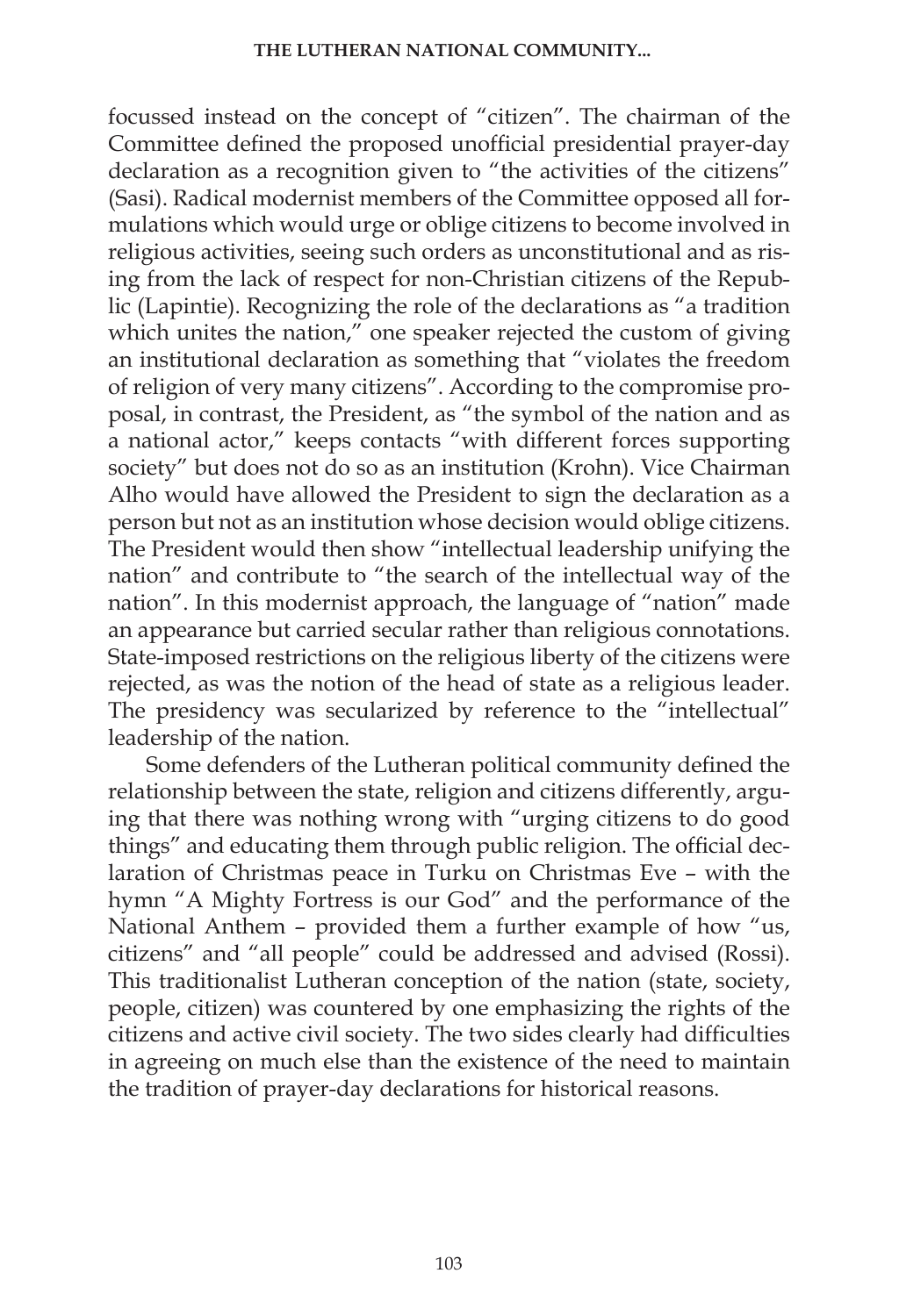focussed instead on the concept of "citizen". The chairman of the Committee defined the proposed unofficial presidential prayer-day declaration as a recognition given to "the activities of the citizens" (Sasi). Radical modernist members of the Committee opposed all formulations which would urge or oblige citizens to become involved in religious activities, seeing such orders as unconstitutional and as rising from the lack of respect for non-Christian citizens of the Republic (Lapintie). Recognizing the role of the declarations as "a tradition which unites the nation," one speaker rejected the custom of giving an institutional declaration as something that "violates the freedom of religion of very many citizens". According to the compromise proposal, in contrast, the President, as "the symbol of the nation and as a national actor," keeps contacts "with different forces supporting society" but does not do so as an institution (Krohn). Vice Chairman Alho would have allowed the President to sign the declaration as a person but not as an institution whose decision would oblige citizens. The President would then show "intellectual leadership unifying the nation" and contribute to "the search of the intellectual way of the nation". In this modernist approach, the language of "nation" made an appearance but carried secular rather than religious connotations. State-imposed restrictions on the religious liberty of the citizens were rejected, as was the notion of the head of state as a religious leader. The presidency was secularized by reference to the "intellectual" leadership of the nation.

Some defenders of the Lutheran political community defined the relationship between the state, religion and citizens differently, arguing that there was nothing wrong with "urging citizens to do good things" and educating them through public religion. The official declaration of Christmas peace in Turku on Christmas Eve – with the hymn "A Mighty Fortress is our God" and the performance of the National Anthem – provided them a further example of how "us, citizens" and "all people" could be addressed and advised (Rossi). This traditionalist Lutheran conception of the nation (state, society, people, citizen) was countered by one emphasizing the rights of the citizens and active civil society. The two sides clearly had difficulties in agreeing on much else than the existence of the need to maintain the tradition of prayer-day declarations for historical reasons.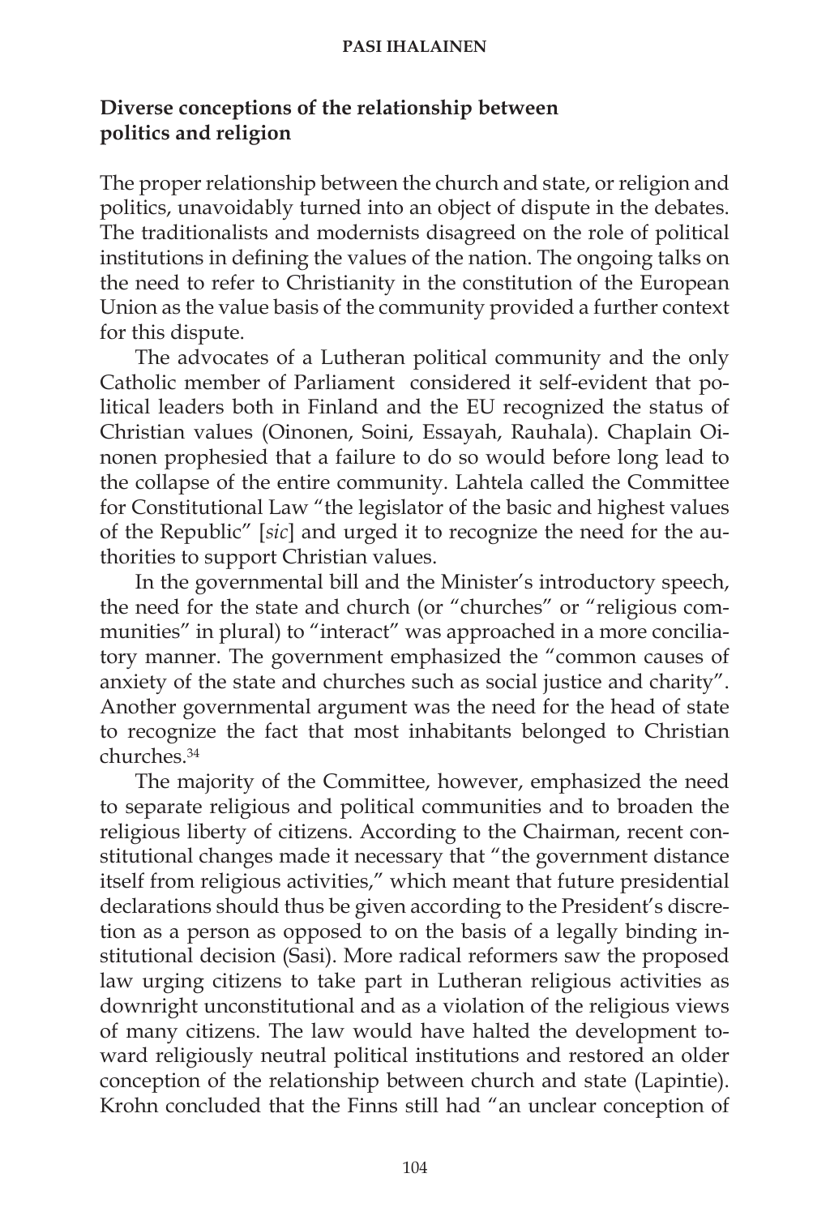## Diverse conceptions of the relationship between politics and religion

The proper relationship between the church and state, or religion and politics, unavoidably turned into an object of dispute in the debates. The traditionalists and modernists disagreed on the role of political institutions in defining the values of the nation. The ongoing talks on the need to refer to Christianity in the constitution of the European Union as the value basis of the community provided a further context for this dispute.

The advocates of a Lutheran political community and the only Catholic member of Parliament considered it self-evident that political leaders both in Finland and the EU recognized the status of Christian values (Oinonen, Soini, Essayah, Rauhala). Chaplain Oinonen prophesied that a failure to do so would before long lead to the collapse of the entire community. Lahtela called the Committee for Constitutional Law "the legislator of the basic and highest values of the Republic" [*sic*] and urged it to recognize the need for the authorities to support Christian values.

In the governmental bill and the Minister's introductory speech, the need for the state and church (or "churches" or "religious communities" in plural) to "interact" was approached in a more conciliatory manner. The government emphasized the "common causes of anxiety of the state and churches such as social justice and charity". Another governmental argument was the need for the head of state to recognize the fact that most inhabitants belonged to Christian churches.[34]

The majority of the Committee, however, emphasized the need to separate religious and political communities and to broaden the religious liberty of citizens. According to the Chairman, recent constitutional changes made it necessary that "the government distance itself from religious activities," which meant that future presidential declarations should thus be given according to the President's discretion as a person as opposed to on the basis of a legally binding institutional decision (Sasi). More radical reformers saw the proposed law urging citizens to take part in Lutheran religious activities as downright unconstitutional and as a violation of the religious views of many citizens. The law would have halted the development toward religiously neutral political institutions and restored an older conception of the relationship between church and state (Lapintie). Krohn concluded that the Finns still had "an unclear conception of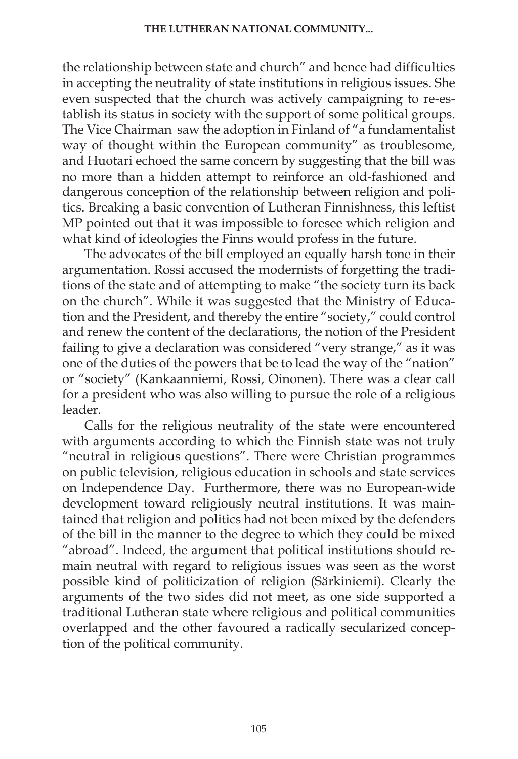the relationship between state and church" and hence had difficulties in accepting the neutrality of state institutions in religious issues. She even suspected that the church was actively campaigning to re-establish its status in society with the support of some political groups. The Vice Chairman saw the adoption in Finland of "a fundamentalist way of thought within the European community" as troublesome, and Huotari echoed the same concern by suggesting that the bill was no more than a hidden attempt to reinforce an old-fashioned and dangerous conception of the relationship between religion and politics. Breaking a basic convention of Lutheran Finnishness, this leftist MP pointed out that it was impossible to foresee which religion and what kind of ideologies the Finns would profess in the future.

The advocates of the bill employed an equally harsh tone in their argumentation. Rossi accused the modernists of forgetting the traditions of the state and of attempting to make "the society turn its back on the church". While it was suggested that the Ministry of Education and the President, and thereby the entire "society," could control and renew the content of the declarations, the notion of the President failing to give a declaration was considered "very strange," as it was one of the duties of the powers that be to lead the way of the "nation" or "society" (Kankaanniemi, Rossi, Oinonen). There was a clear call for a president who was also willing to pursue the role of a religious leader.

Calls for the religious neutrality of the state were encountered with arguments according to which the Finnish state was not truly "neutral in religious questions". There were Christian programmes on public television, religious education in schools and state services on Independence Day. Furthermore, there was no European-wide development toward religiously neutral institutions. It was maintained that religion and politics had not been mixed by the defenders of the bill in the manner to the degree to which they could be mixed "abroad". Indeed, the argument that political institutions should remain neutral with regard to religious issues was seen as the worst possible kind of politicization of religion (Särkiniemi). Clearly the arguments of the two sides did not meet, as one side supported a traditional Lutheran state where religious and political communities overlapped and the other favoured a radically secularized conception of the political community.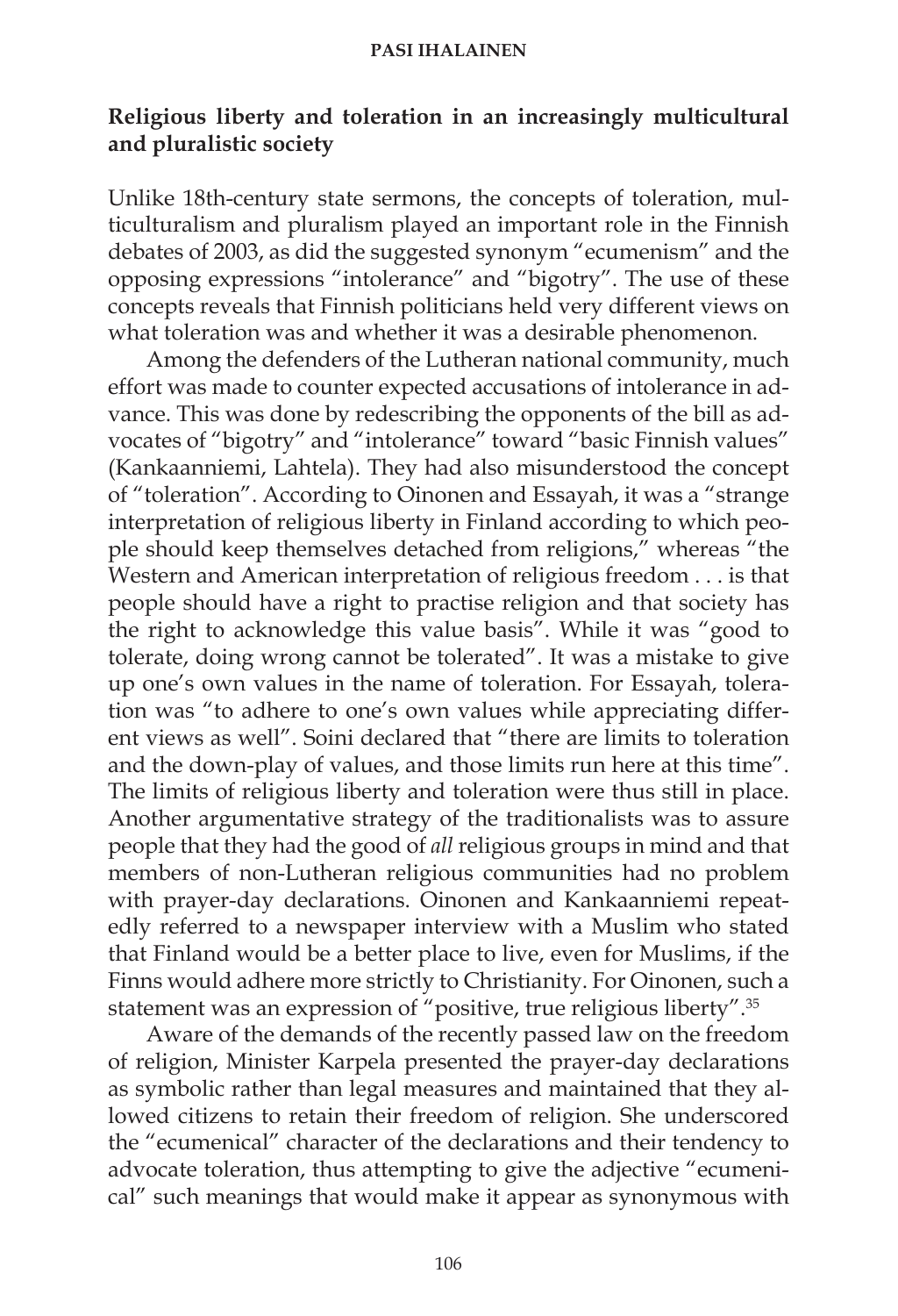## Religious liberty and toleration in an increasingly multicultural and pluralistic society

Unlike 18th-century state sermons, the concepts of toleration, multiculturalism and pluralism played an important role in the Finnish debates of 2003, as did the suggested synonym "ecumenism" and the opposing expressions "intolerance" and "bigotry". The use of these concepts reveals that Finnish politicians held very different views on what toleration was and whether it was a desirable phenomenon.

Among the defenders of the Lutheran national community, much effort was made to counter expected accusations of intolerance in advance. This was done by redescribing the opponents of the bill as advocates of "bigotry" and "intolerance" toward "basic Finnish values" (Kankaanniemi, Lahtela). They had also misunderstood the concept of "toleration". According to Oinonen and Essayah, it was a "strange interpretation of religious liberty in Finland according to which people should keep themselves detached from religions," whereas "the Western and American interpretation of religious freedom . . . is that people should have a right to practise religion and that society has the right to acknowledge this value basis". While it was "good to tolerate, doing wrong cannot be tolerated". It was a mistake to give up one's own values in the name of toleration. For Essayah, toleration was "to adhere to one's own values while appreciating different views as well". Soini declared that "there are limits to toleration and the down-play of values, and those limits run here at this time". The limits of religious liberty and toleration were thus still in place. Another argumentative strategy of the traditionalists was to assure people that they had the good of *all* religious groups in mind and that members of non-Lutheran religious communities had no problem with prayer-day declarations. Oinonen and Kankaanniemi repeatedly referred to a newspaper interview with a Muslim who stated that Finland would be a better place to live, even for Muslims, if the Finns would adhere more strictly to Christianity. For Oinonen, such a statement was an expression of "positive, true religious liberty".[35]

Aware of the demands of the recently passed law on the freedom of religion, Minister Karpela presented the prayer-day declarations as symbolic rather than legal measures and maintained that they allowed citizens to retain their freedom of religion. She underscored the "ecumenical" character of the declarations and their tendency to advocate toleration, thus attempting to give the adjective "ecumenical" such meanings that would make it appear as synonymous with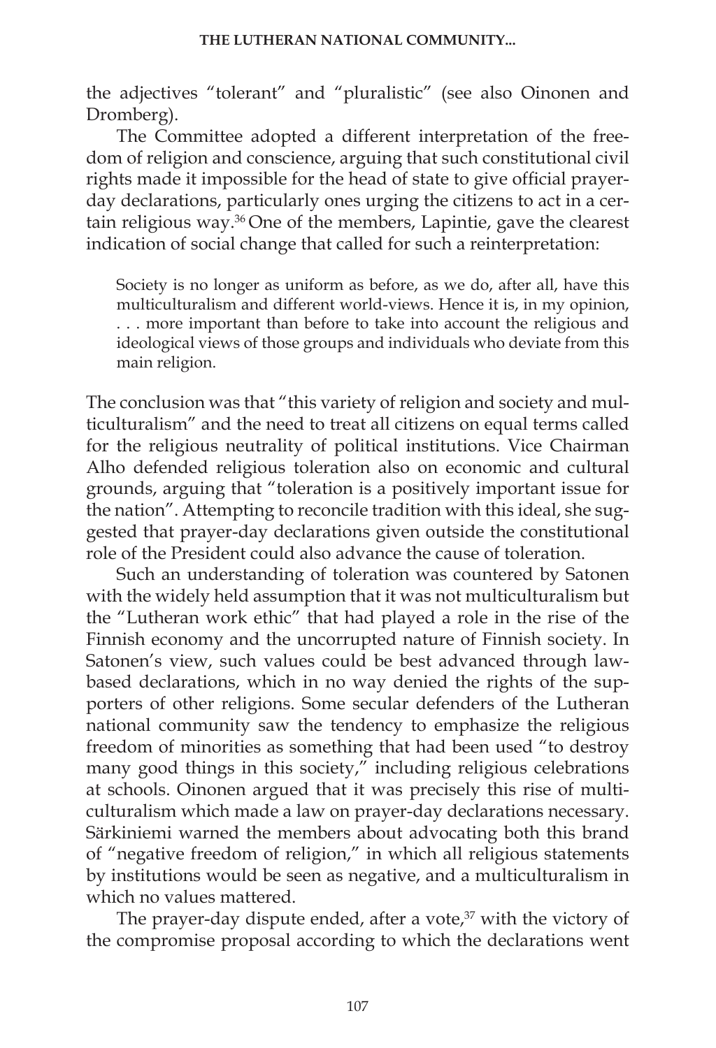the adjectives "tolerant" and "pluralistic" (see also Oinonen and Dromberg).

The Committee adopted a different interpretation of the freedom of religion and conscience, arguing that such constitutional civil rights made it impossible for the head of state to give official prayer-day declarations, particularly ones urging the citizens to act in a certain religious way.[36] One of the members, Lapintie, gave the clearest indication of social change that called for such a reinterpretation:

> Society is no longer as uniform as before, as we do, after all, have this multiculturalism and different world-views. Hence it is, in my opinion, . . . more important than before to take into account the religious and ideological views of those groups and individuals who deviate from this main religion.

The conclusion was that "this variety of religion and society and multiculturalism" and the need to treat all citizens on equal terms called for the religious neutrality of political institutions. Vice Chairman Alho defended religious toleration also on economic and cultural grounds, arguing that "toleration is a positively important issue for the nation". Attempting to reconcile tradition with this ideal, she suggested that prayer-day declarations given outside the constitutional role of the President could also advance the cause of toleration.

Such an understanding of toleration was countered by Satonen with the widely held assumption that it was not multiculturalism but the "Lutheran work ethic" that had played a role in the rise of the Finnish economy and the uncorrupted nature of Finnish society. In Satonen's view, such values could be best advanced through law-based declarations, which in no way denied the rights of the supporters of other religions. Some secular defenders of the Lutheran national community saw the tendency to emphasize the religious freedom of minorities as something that had been used "to destroy many good things in this society," including religious celebrations at schools. Oinonen argued that it was precisely this rise of multiculturalism which made a law on prayer-day declarations necessary. Särkiniemi warned the members about advocating both this brand of "negative freedom of religion," in which all religious statements by institutions would be seen as negative, and a multiculturalism in which no values mattered.

The prayer-day dispute ended, after a vote,[37] with the victory of the compromise proposal according to which the declarations went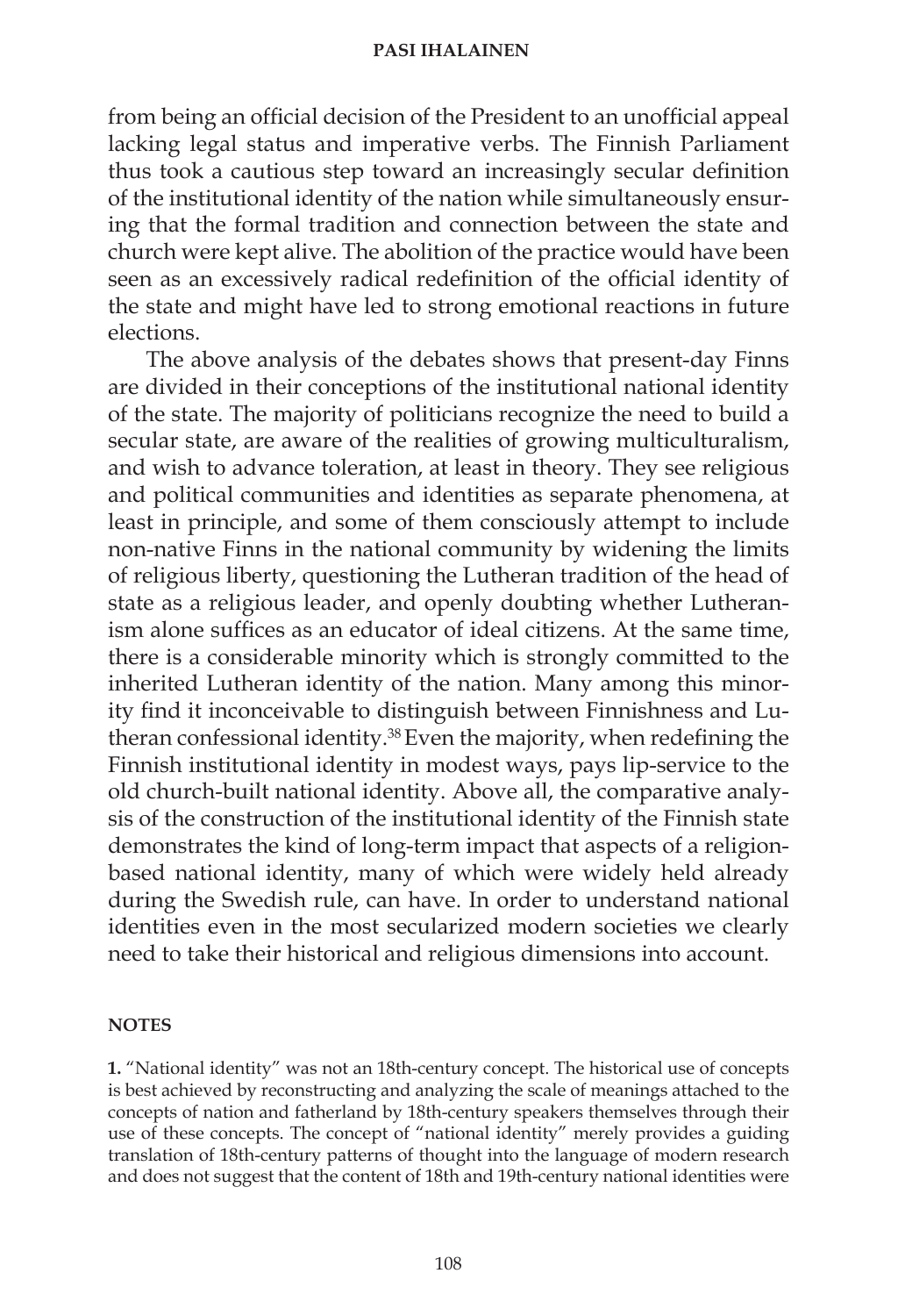from being an official decision of the President to an unofficial appeal lacking legal status and imperative verbs. The Finnish Parliament thus took a cautious step toward an increasingly secular definition of the institutional identity of the nation while simultaneously ensuring that the formal tradition and connection between the state and church were kept alive. The abolition of the practice would have been seen as an excessively radical redefinition of the official identity of the state and might have led to strong emotional reactions in future elections.

The above analysis of the debates shows that present-day Finns are divided in their conceptions of the institutional national identity of the state. The majority of politicians recognize the need to build a secular state, are aware of the realities of growing multiculturalism, and wish to advance toleration, at least in theory. They see religious and political communities and identities as separate phenomena, at least in principle, and some of them consciously attempt to include non-native Finns in the national community by widening the limits of religious liberty, questioning the Lutheran tradition of the head of state as a religious leader, and openly doubting whether Lutheranism alone suffices as an educator of ideal citizens. At the same time, there is a considerable minority which is strongly committed to the inherited Lutheran identity of the nation. Many among this minority find it inconceivable to distinguish between Finnishness and Lutheran confessional identity.[38] Even the majority, when redefining the Finnish institutional identity in modest ways, pays lip-service to the old church-built national identity. Above all, the comparative analysis of the construction of the institutional identity of the Finnish state demonstrates the kind of long-term impact that aspects of a religion-based national identity, many of which were widely held already during the Swedish rule, can have. In order to understand national identities even in the most secularized modern societies we clearly need to take their historical and religious dimensions into account.

## NOTES

**1.** "National identity" was not an 18th-century concept. The historical use of concepts is best achieved by reconstructing and analyzing the scale of meanings attached to the concepts of nation and fatherland by 18th-century speakers themselves through their use of these concepts. The concept of "national identity" merely provides a guiding translation of 18th-century patterns of thought into the language of modern research and does not suggest that the content of 18th and 19th-century national identities were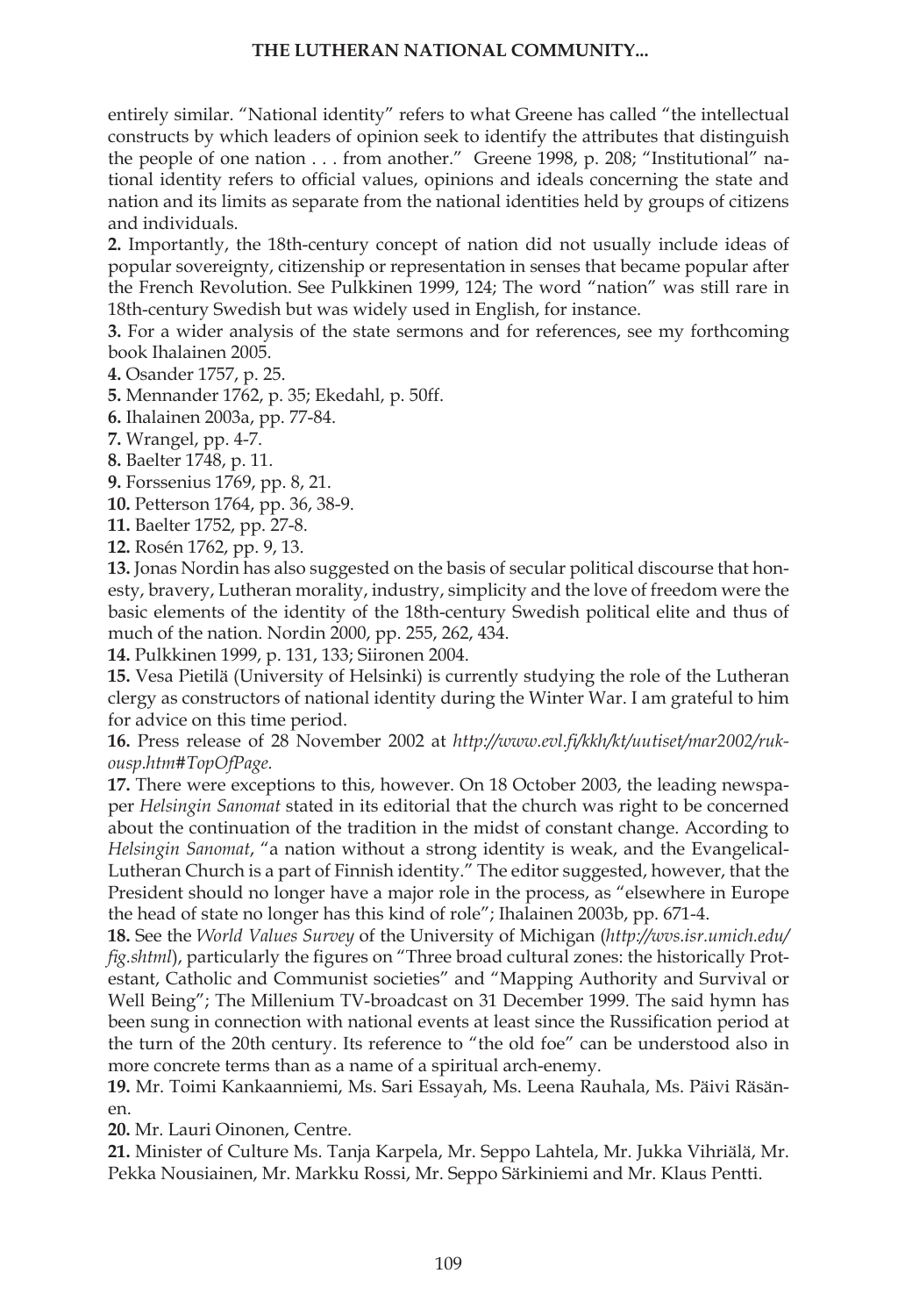entirely similar. "National identity" refers to what Greene has called "the intellectual constructs by which leaders of opinion seek to identify the attributes that distinguish the people of one nation . . . from another." Greene 1998, p. 208; "Institutional" national identity refers to official values, opinions and ideals concerning the state and nation and its limits as separate from the national identities held by groups of citizens and individuals.

**2.** Importantly, the 18th-century concept of nation did not usually include ideas of popular sovereignty, citizenship or representation in senses that became popular after the French Revolution. See Pulkkinen 1999, 124; The word "nation" was still rare in 18th-century Swedish but was widely used in English, for instance.

**3.** For a wider analysis of the state sermons and for references, see my forthcoming book Ihalainen 2005.

**4.** Osander 1757, p. 25.

**5.** Mennander 1762, p. 35; Ekedahl, p. 50ff.

**6.** Ihalainen 2003a, pp. 77-84.

**7.** Wrangel, pp. 4-7.

**8.** Baelter 1748, p. 11.

**9.** Forssenius 1769, pp. 8, 21.

**10.** Petterson 1764, pp. 36, 38-9.

**11.** Baelter 1752, pp. 27-8.

**12.** Rosén 1762, pp. 9, 13.

**13.** Jonas Nordin has also suggested on the basis of secular political discourse that honesty, bravery, Lutheran morality, industry, simplicity and the love of freedom were the basic elements of the identity of the 18th-century Swedish political elite and thus of much of the nation. Nordin 2000, pp. 255, 262, 434.

**14.** Pulkkinen 1999, p. 131, 133; Siironen 2004.

**15.** Vesa Pietilä (University of Helsinki) is currently studying the role of the Lutheran clergy as constructors of national identity during the Winter War. I am grateful to him for advice on this time period.

**16.** Press release of 28 November 2002 at *http://www.evl.fi/kkh/kt/uutiset/mar2002/rukousp.htm#TopOfPage.*

**17.** There were exceptions to this, however. On 18 October 2003, the leading newspaper *Helsingin Sanomat* stated in its editorial that the church was right to be concerned about the continuation of the tradition in the midst of constant change. According to *Helsingin Sanomat*, "a nation without a strong identity is weak, and the Evangelical-Lutheran Church is a part of Finnish identity." The editor suggested, however, that the President should no longer have a major role in the process, as "elsewhere in Europe the head of state no longer has this kind of role"; Ihalainen 2003b, pp. 671-4.

**18.** See the *World Values Survey* of the University of Michigan (*http://wvs.isr.umich.edu/fig.shtml*), particularly the figures on "Three broad cultural zones: the historically Protestant, Catholic and Communist societies" and "Mapping Authority and Survival or Well Being"; The Millenium TV-broadcast on 31 December 1999. The said hymn has been sung in connection with national events at least since the Russification period at the turn of the 20th century. Its reference to "the old foe" can be understood also in more concrete terms than as a name of a spiritual arch-enemy.

**19.** Mr. Toimi Kankaanniemi, Ms. Sari Essayah, Ms. Leena Rauhala, Ms. Päivi Räsänen.

**20.** Mr. Lauri Oinonen, Centre.

**21.** Minister of Culture Ms. Tanja Karpela, Mr. Seppo Lahtela, Mr. Jukka Vihriälä, Mr. Pekka Nousiainen, Mr. Markku Rossi, Mr. Seppo Särkiniemi and Mr. Klaus Pentti.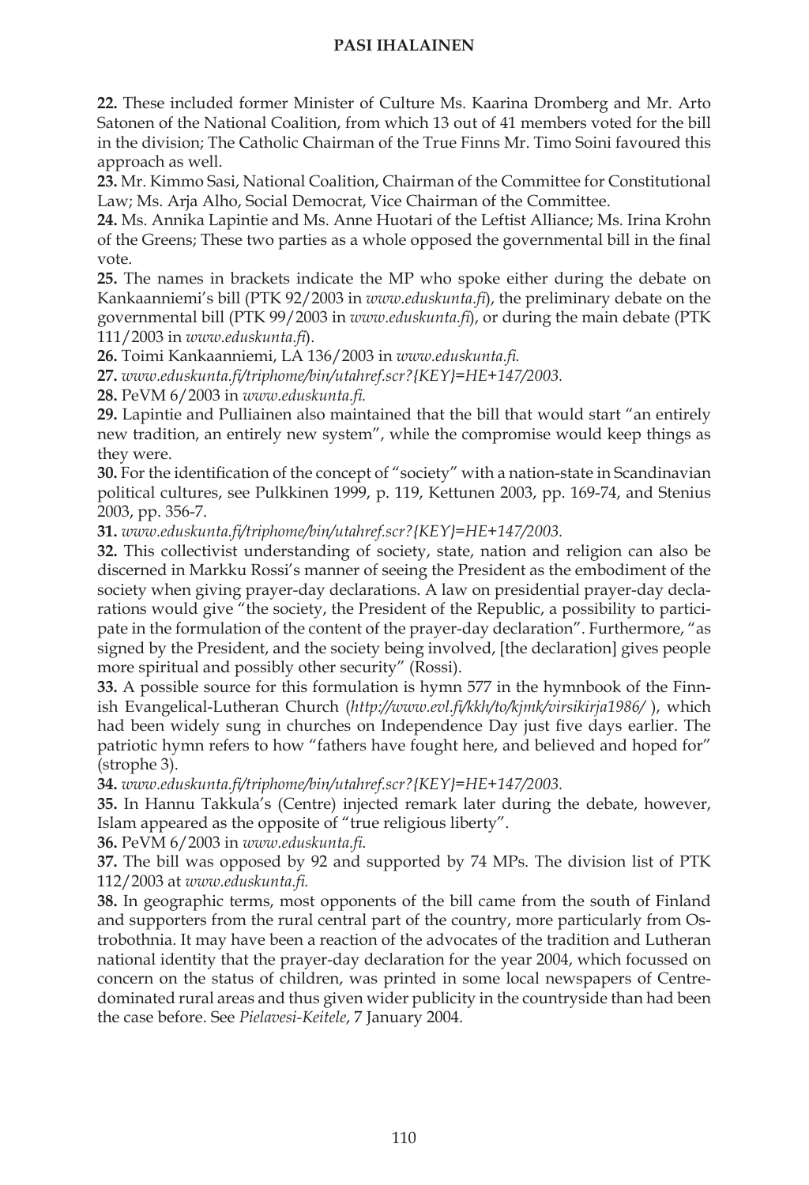**22.** These included former Minister of Culture Ms. Kaarina Dromberg and Mr. Arto Satonen of the National Coalition, from which 13 out of 41 members voted for the bill in the division; The Catholic Chairman of the True Finns Mr. Timo Soini favoured this approach as well.

**23.** Mr. Kimmo Sasi, National Coalition, Chairman of the Committee for Constitutional Law; Ms. Arja Alho, Social Democrat, Vice Chairman of the Committee.

**24.** Ms. Annika Lapintie and Ms. Anne Huotari of the Leftist Alliance; Ms. Irina Krohn of the Greens; These two parties as a whole opposed the governmental bill in the final vote.

**25.** The names in brackets indicate the MP who spoke either during the debate on Kankaanniemi's bill (PTK 92/2003 in *www.eduskunta.fi*), the preliminary debate on the governmental bill (PTK 99/2003 in *www.eduskunta.fi*), or during the main debate (PTK 111/2003 in *www.eduskunta.fi*).

**26.** Toimi Kankaanniemi, LA 136/2003 in *www.eduskunta.fi.*

**27.** *www.eduskunta.fi/triphome/bin/utahref.scr?{KEY}=HE+147/2003.*

**28.** PeVM 6/2003 in *www.eduskunta.fi.*

**29.** Lapintie and Pulliainen also maintained that the bill that would start "an entirely new tradition, an entirely new system", while the compromise would keep things as they were.

**30.** For the identification of the concept of "society" with a nation-state in Scandinavian political cultures, see Pulkkinen 1999, p. 119, Kettunen 2003, pp. 169-74, and Stenius 2003, pp. 356-7.

**31.** *www.eduskunta.fi/triphome/bin/utahref.scr?{KEY}=HE+147/2003.*

**32.** This collectivist understanding of society, state, nation and religion can also be discerned in Markku Rossi's manner of seeing the President as the embodiment of the society when giving prayer-day declarations. A law on presidential prayer-day declarations would give "the society, the President of the Republic, a possibility to participate in the formulation of the content of the prayer-day declaration". Furthermore, "as signed by the President, and the society being involved, [the declaration] gives people more spiritual and possibly other security" (Rossi).

**33.** A possible source for this formulation is hymn 577 in the hymnbook of the Finnish Evangelical-Lutheran Church (*http://www.evl.fi/kkh/to/kjmk/virsikirja1986/* ), which had been widely sung in churches on Independence Day just five days earlier. The patriotic hymn refers to how "fathers have fought here, and believed and hoped for" (strophe 3).

**34.** *www.eduskunta.fi/triphome/bin/utahref.scr?{KEY}=HE+147/2003.*

**35.** In Hannu Takkula's (Centre) injected remark later during the debate, however, Islam appeared as the opposite of "true religious liberty".

**36.** PeVM 6/2003 in *www.eduskunta.fi.*

**37.** The bill was opposed by 92 and supported by 74 MPs. The division list of PTK 112/2003 at *www.eduskunta.fi.*

**38.** In geographic terms, most opponents of the bill came from the south of Finland and supporters from the rural central part of the country, more particularly from Ostrobothnia. It may have been a reaction of the advocates of the tradition and Lutheran national identity that the prayer-day declaration for the year 2004, which focussed on concern on the status of children, was printed in some local newspapers of Centre-dominated rural areas and thus given wider publicity in the countryside than had been the case before. See *Pielavesi-Keitele*, 7 January 2004.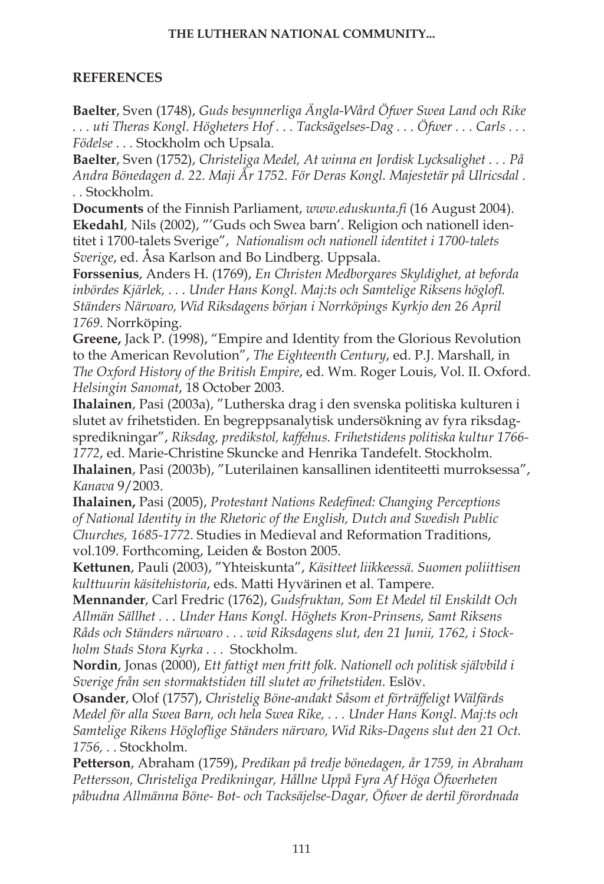## REFERENCES

**Baelter**, Sven (1748), *Guds besynnerliga Ängla-Wård Öfwer Swea Land och Rike . . . uti Theras Kongl. Högheters Hof . . . Tacksägelses-Dag . . . Öfwer . . . Carls . . . Födelse . . .* Stockholm och Upsala.

**Baelter**, Sven (1752), *Christeliga Medel, At winna en Jordisk Lycksalighet . . . På Andra Bönedagen d. 22. Maji År 1752. För Deras Kongl. Majestetär på Ulricsdal . . .* Stockholm.

**Documents** of the Finnish Parliament, *www.eduskunta.fi* (16 August 2004).

**Ekedahl**, Nils (2002), "'Guds och Swea barn'. Religion och nationell identitet i 1700-talets Sverige", *Nationalism och nationell identitet i 1700-talets Sverige*, ed. Åsa Karlson and Bo Lindberg. Uppsala.

**Forssenius**, Anders H. (1769), *En Christen Medborgares Skyldighet, at beforda inbördes Kjärlek, . . . Under Hans Kongl. Maj:ts och Samtelige Riksens höglofl. Ständers Närwaro, Wid Riksdagens början i Norrköpings Kyrkjo den 26 April 1769*. Norrköping.

**Greene,** Jack P. (1998), "Empire and Identity from the Glorious Revolution to the American Revolution", *The Eighteenth Century*, ed. P.J. Marshall, in *The Oxford History of the British Empire*, ed. Wm. Roger Louis, Vol. II. Oxford.

*Helsingin Sanomat*, 18 October 2003.

**Ihalainen**, Pasi (2003a), "Lutherska drag i den svenska politiska kulturen i slutet av frihetstiden. En begreppsanalytisk undersökning av fyra riksdagspredikningar", *Riksdag, predikstol, kaffehus. Frihetstidens politiska kultur 1766-1772*, ed. Marie-Christine Skuncke and Henrika Tandefelt. Stockholm.

**Ihalainen**, Pasi (2003b), "Luterilainen kansallinen identiteetti murroksessa", *Kanava* 9/2003.

**Ihalainen,** Pasi (2005), *Protestant Nations Redefined: Changing Perceptions of National Identity in the Rhetoric of the English, Dutch and Swedish Public Churches, 1685-1772*. Studies in Medieval and Reformation Traditions, vol.109. Forthcoming, Leiden & Boston 2005.

**Kettunen**, Pauli (2003), "Yhteiskunta", *Käsitteet liikkeessä. Suomen poliittisen kulttuurin käsitehistoria*, eds. Matti Hyvärinen et al. Tampere.

**Mennander**, Carl Fredric (1762), *Gudsfruktan, Som Et Medel til Enskildt Och Allmän Sällhet . . . Under Hans Kongl. Höghets Kron-Prinsens, Samt Riksens Råds och Ständers närwaro . . . wid Riksdagens slut, den 21 Junii, 1762, i Stockholm Stads Stora Kyrka . . .* Stockholm.

**Nordin**, Jonas (2000), *Ett fattigt men fritt folk. Nationell och politisk självbild i Sverige från sen stormaktstiden till slutet av frihetstiden.* Eslöv.

**Osander**, Olof (1757), *Christelig Böne-andakt Såsom et förträffeligt Wälfärds Medel för alla Swea Barn, och hela Swea Rike, . . . Under Hans Kongl. Maj:ts och Samtelige Rikens Högloflige Ständers närvaro, Wid Riks-Dagens slut den 21 Oct. 1756, . .* Stockholm.

**Petterson**, Abraham (1759), *Predikan på tredje bönedagen, år 1759, in Abraham Pettersson, Christeliga Predikningar, Hållne Uppå Fyra Af Höga Öfwerheten påbudna Allmänna Böne- Bot- och Tacksäjelse-Dagar, Öfwer de dertil förordnada*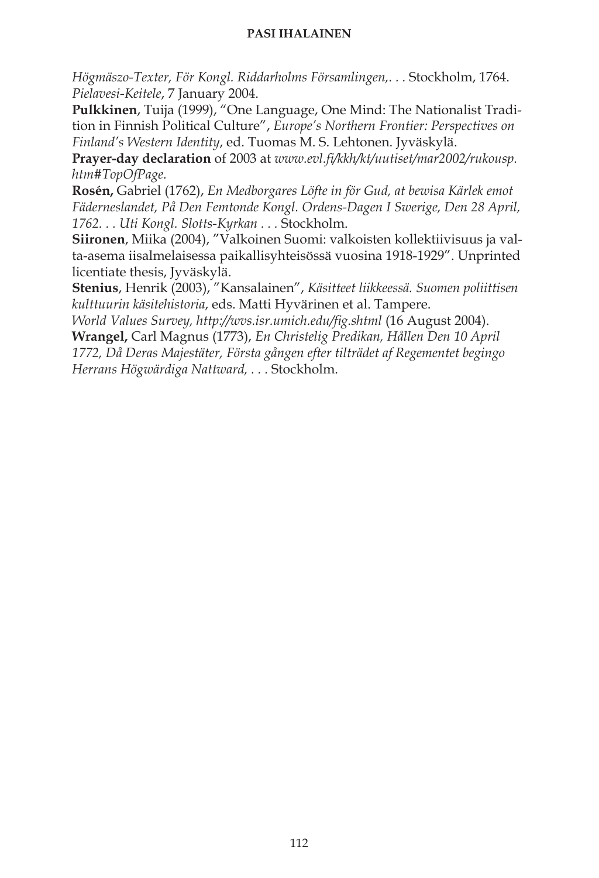*Högmäszo-Texter, För Kongl. Riddarholms Församlingen,. . .* Stockholm, 1764.
*Pielavesi-Keitele*, 7 January 2004.

**Pulkkinen**, Tuija (1999), "One Language, One Mind: The Nationalist Tradition in Finnish Political Culture", *Europe's Northern Frontier: Perspectives on Finland's Western Identity*, ed. Tuomas M. S. Lehtonen. Jyväskylä.

**Prayer-day declaration** of 2003 at *www.evl.fi/kkh/kt/uutiset/mar2002/rukousp.htm#TopOfPage.*

**Rosén,** Gabriel (1762), *En Medborgares Löfte in för Gud, at bewisa Kärlek emot Fäderneslandet, På Den Femtonde Kongl. Ordens-Dagen I Swerige, Den 28 April, 1762. . . Uti Kongl. Slotts-Kyrkan . . .* Stockholm.

**Siironen**, Miika (2004), "Valkoinen Suomi: valkoisten kollektiivisuus ja valta-asema iisalmelaisessa paikallisyhteisössä vuosina 1918-1929". Unprinted licentiate thesis, Jyväskylä.

**Stenius**, Henrik (2003), "Kansalainen", *Käsitteet liikkeessä. Suomen poliittisen kulttuurin käsitehistoria*, eds. Matti Hyvärinen et al. Tampere.

*World Values Survey, http://wvs.isr.umich.edu/fig.shtml* (16 August 2004).

**Wrangel,** Carl Magnus (1773), *En Christelig Predikan, Hållen Den 10 April 1772, Då Deras Majestäter, Första gången efter tilträdet af Regementet begingo Herrans Högwärdiga Nattward, . . .* Stockholm.